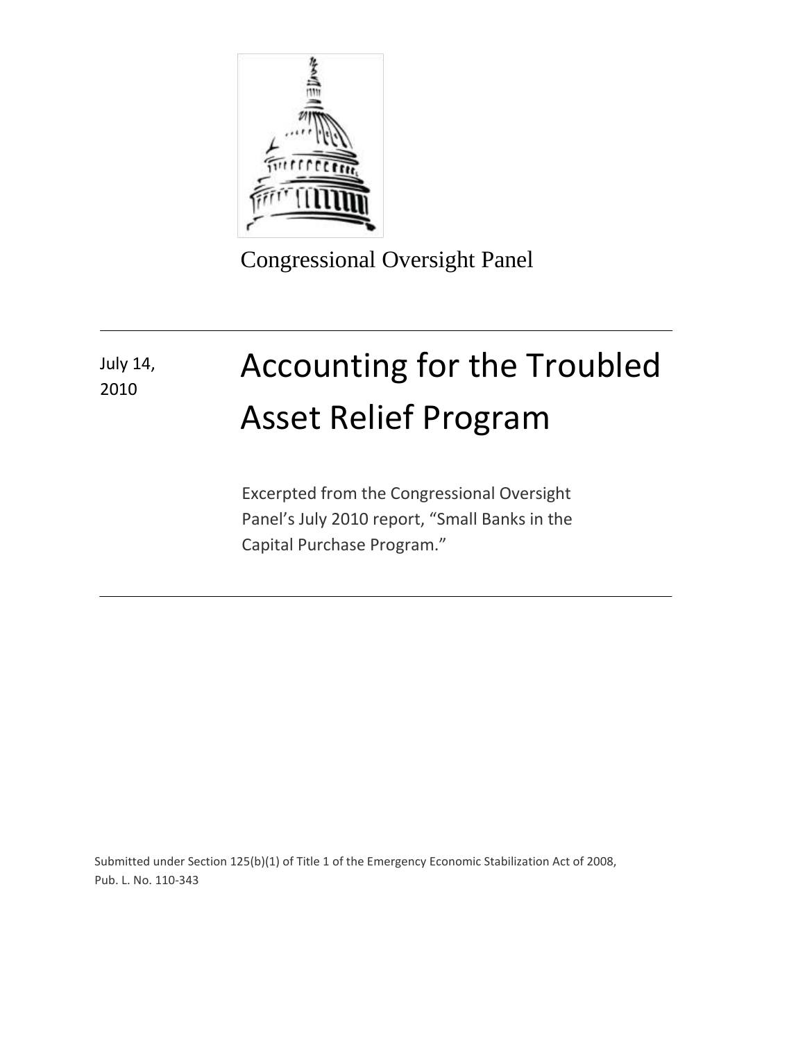Congressional Oversight Panel

July 14, 2010

# Accounting for the Troubled Asset Relief Program

Excerpted from the Congressional Oversight Panel's July 2010 report, "Small Banks in the Capital Purchase Program."

Submitted under Section 125(b)(1) of Title 1 of the Emergency Economic Stabilization Act of 2008, Pub. L. No. 110-343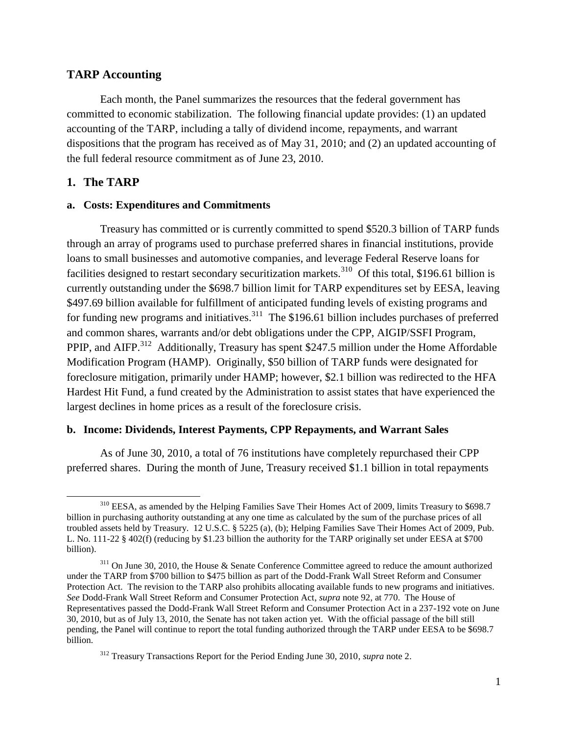## TARP Accounting

Each month, the Panel summarizes the resources that the federal government has committed to economic stabilization. The following financial update provides: (1) an updated accounting of the TARP, including a tally of dividend income, repayments, and warrant dispositions that the program has received as of May 31, 2010; and (2) an updated accounting of the full federal resource commitment as of June 23, 2010.

## 1. The TARP

### a. Costs: Expenditures and Commitments

Treasury has committed or is currently committed to spend \$520.3 billion of TARP funds through an array of programs used to purchase preferred shares in financial institutions, provide loans to small businesses and automotive companies, and leverage Federal Reserve loans for facilities designed to restart secondary securitization markets.[310] Of this total, \$196.61 billion is currently outstanding under the \$698.7 billion limit for TARP expenditures set by EESA, leaving \$497.69 billion available for fulfillment of anticipated funding levels of existing programs and for funding new programs and initiatives.[311] The \$196.61 billion includes purchases of preferred and common shares, warrants and/or debt obligations under the CPP, AIGIP/SSFI Program, PPIP, and AIFP.[312] Additionally, Treasury has spent \$247.5 million under the Home Affordable Modification Program (HAMP). Originally, \$50 billion of TARP funds were designated for foreclosure mitigation, primarily under HAMP; however, \$2.1 billion was redirected to the HFA Hardest Hit Fund, a fund created by the Administration to assist states that have experienced the largest declines in home prices as a result of the foreclosure crisis.

### b. Income: Dividends, Interest Payments, CPP Repayments, and Warrant Sales

As of June 30, 2010, a total of 76 institutions have completely repurchased their CPP preferred shares. During the month of June, Treasury received \$1.1 billion in total repayments

---

[310] EESA, as amended by the Helping Families Save Their Homes Act of 2009, limits Treasury to \$698.7 billion in purchasing authority outstanding at any one time as calculated by the sum of the purchase prices of all troubled assets held by Treasury. 12 U.S.C. § 5225 (a), (b); Helping Families Save Their Homes Act of 2009, Pub. L. No. 111-22 § 402(f) (reducing by \$1.23 billion the authority for the TARP originally set under EESA at \$700 billion).

[311] On June 30, 2010, the House & Senate Conference Committee agreed to reduce the amount authorized under the TARP from \$700 billion to \$475 billion as part of the Dodd-Frank Wall Street Reform and Consumer Protection Act. The revision to the TARP also prohibits allocating available funds to new programs and initiatives. *See* Dodd-Frank Wall Street Reform and Consumer Protection Act, *supra* note 92, at 770. The House of Representatives passed the Dodd-Frank Wall Street Reform and Consumer Protection Act in a 237-192 vote on June 30, 2010, but as of July 13, 2010, the Senate has not taken action yet. With the official passage of the bill still pending, the Panel will continue to report the total funding authorized through the TARP under EESA to be \$698.7 billion.

[312] Treasury Transactions Report for the Period Ending June 30, 2010, *supra* note 2.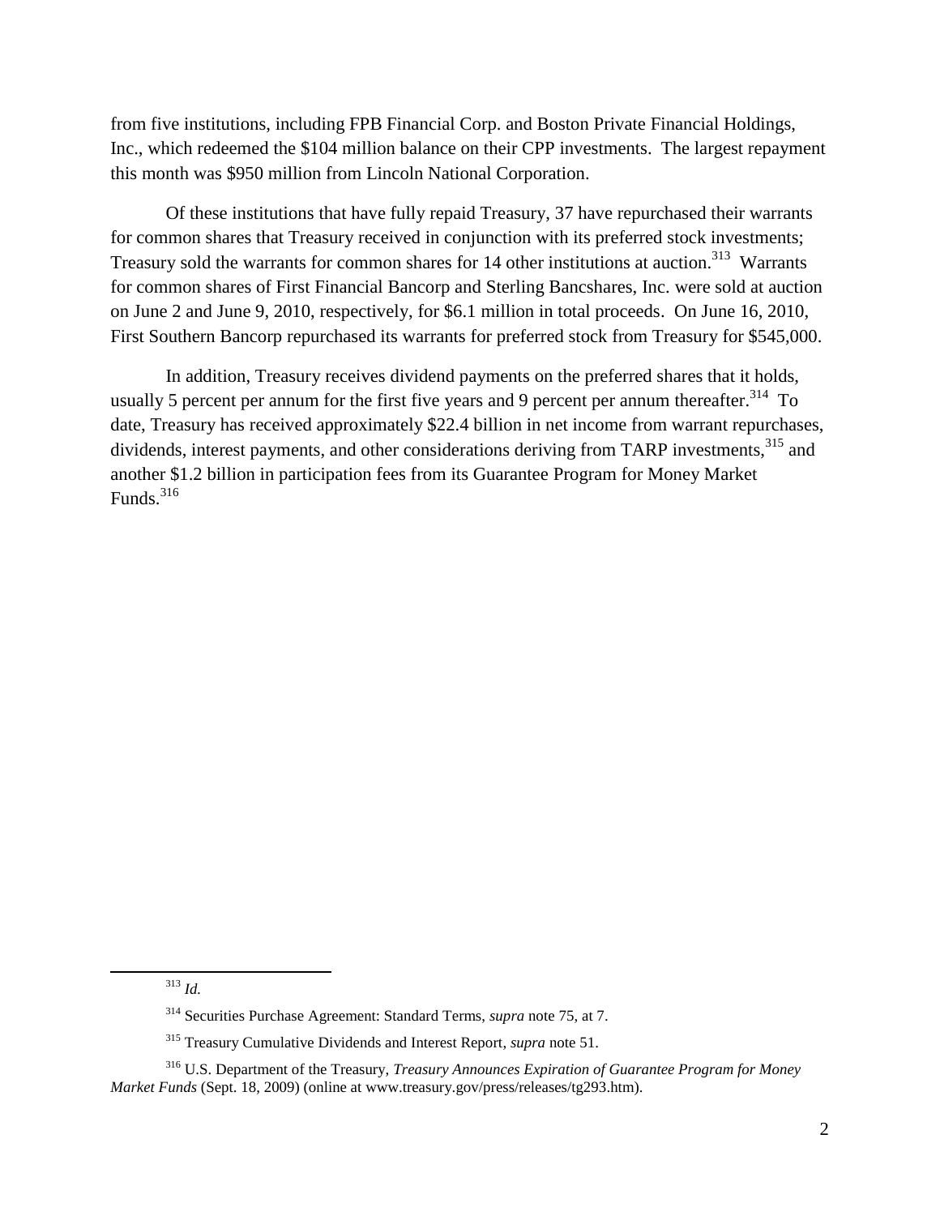from five institutions, including FPB Financial Corp. and Boston Private Financial Holdings, Inc., which redeemed the $104 million balance on their CPP investments. The largest repayment this month was $950 million from Lincoln National Corporation.

Of these institutions that have fully repaid Treasury, 37 have repurchased their warrants for common shares that Treasury received in conjunction with its preferred stock investments; Treasury sold the warrants for common shares for 14 other institutions at auction.[313] Warrants for common shares of First Financial Bancorp and Sterling Bancshares, Inc. were sold at auction on June 2 and June 9, 2010, respectively, for $6.1 million in total proceeds. On June 16, 2010, First Southern Bancorp repurchased its warrants for preferred stock from Treasury for $545,000.

In addition, Treasury receives dividend payments on the preferred shares that it holds, usually 5 percent per annum for the first five years and 9 percent per annum thereafter.[314] To date, Treasury has received approximately $22.4 billion in net income from warrant repurchases, dividends, interest payments, and other considerations deriving from TARP investments,[315] and another $1.2 billion in participation fees from its Guarantee Program for Money Market Funds.[316]

---

[313] *Id.*

[314] Securities Purchase Agreement: Standard Terms, *supra* note 75, at 7.

[315] Treasury Cumulative Dividends and Interest Report, *supra* note 51.

[316] U.S. Department of the Treasury, *Treasury Announces Expiration of Guarantee Program for Money Market Funds* (Sept. 18, 2009) (online at www.treasury.gov/press/releases/tg293.htm).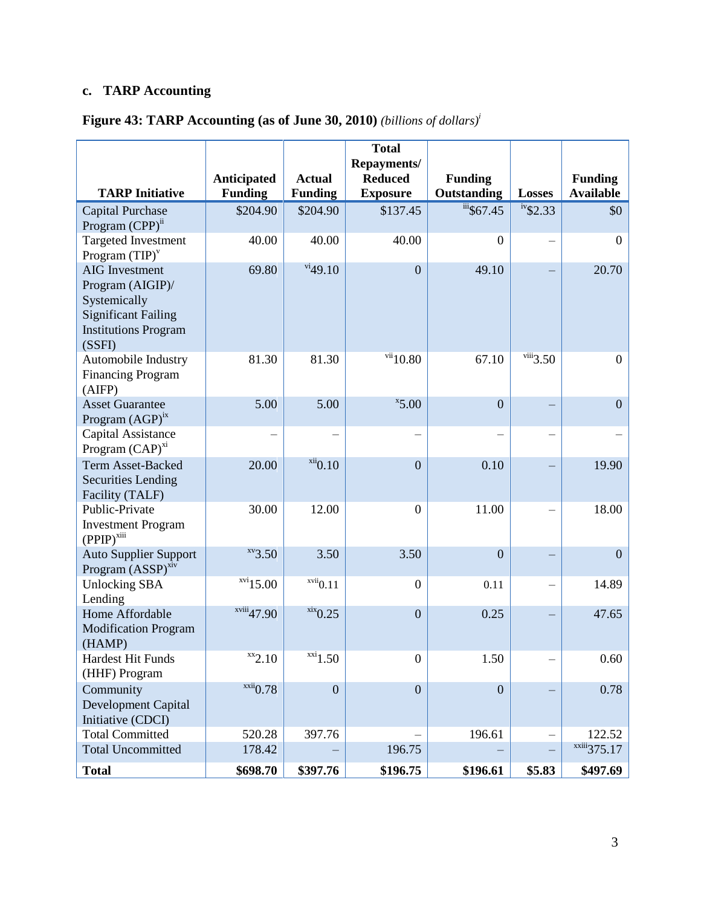### c. TARP Accounting

**Figure 43: TARP Accounting (as of June 30, 2010)** *(billions of dollars)*[i]

| TARP Initiative | Anticipated Funding | Actual Funding | Total Repayments/ Reduced Exposure | Funding Outstanding | Losses | Funding Available |
|---|---|---|---|---|---|---|
| Capital Purchase Program (CPP)[ii] | $204.90 | $204.90 | $137.45 | [iii]$67.45 | [iv]$2.33 | $0 |
| Targeted Investment Program (TIP)[v] | 40.00 | 40.00 | 40.00 | 0 | – | 0 |
| AIG Investment Program (AIGIP)/ Systemically Significant Failing Institutions Program (SSFI) | 69.80 | [vi]49.10 | 0 | 49.10 | – | 20.70 |
| Automobile Industry Financing Program (AIFP) | 81.30 | 81.30 | [vii]10.80 | 67.10 | [viii]3.50 | 0 |
| Asset Guarantee Program (AGP)[ix] | 5.00 | 5.00 | [x]5.00 | 0 | – | 0 |
| Capital Assistance Program (CAP)[xi] | – | – | – | – | – | – |
| Term Asset-Backed Securities Lending Facility (TALF) | 20.00 | [xii]0.10 | 0 | 0.10 | – | 19.90 |
| Public-Private Investment Program (PPIP)[xiii] | 30.00 | 12.00 | 0 | 11.00 | – | 18.00 |
| Auto Supplier Support Program (ASSP)[xiv] | [xv]3.50 | 3.50 | 3.50 | 0 | – | 0 |
| Unlocking SBA Lending | [xvi]15.00 | [xvii]0.11 | 0 | 0.11 | – | 14.89 |
| Home Affordable Modification Program (HAMP) | [xviii]47.90 | [xix]0.25 | 0 | 0.25 | – | 47.65 |
| Hardest Hit Funds (HHF) Program | [xx]2.10 | [xxi]1.50 | 0 | 1.50 | – | 0.60 |
| Community Development Capital Initiative (CDCI) | [xxii]0.78 | 0 | 0 | 0 | – | 0.78 |
| Total Committed | 520.28 | 397.76 | – | 196.61 | – | 122.52 |
| Total Uncommitted | 178.42 | – | 196.75 | – | – | [xxiii]375.17 |
| **Total** | **$698.70** | **$397.76** | **$196.75** | **$196.61** | **$5.83** | **$497.69** |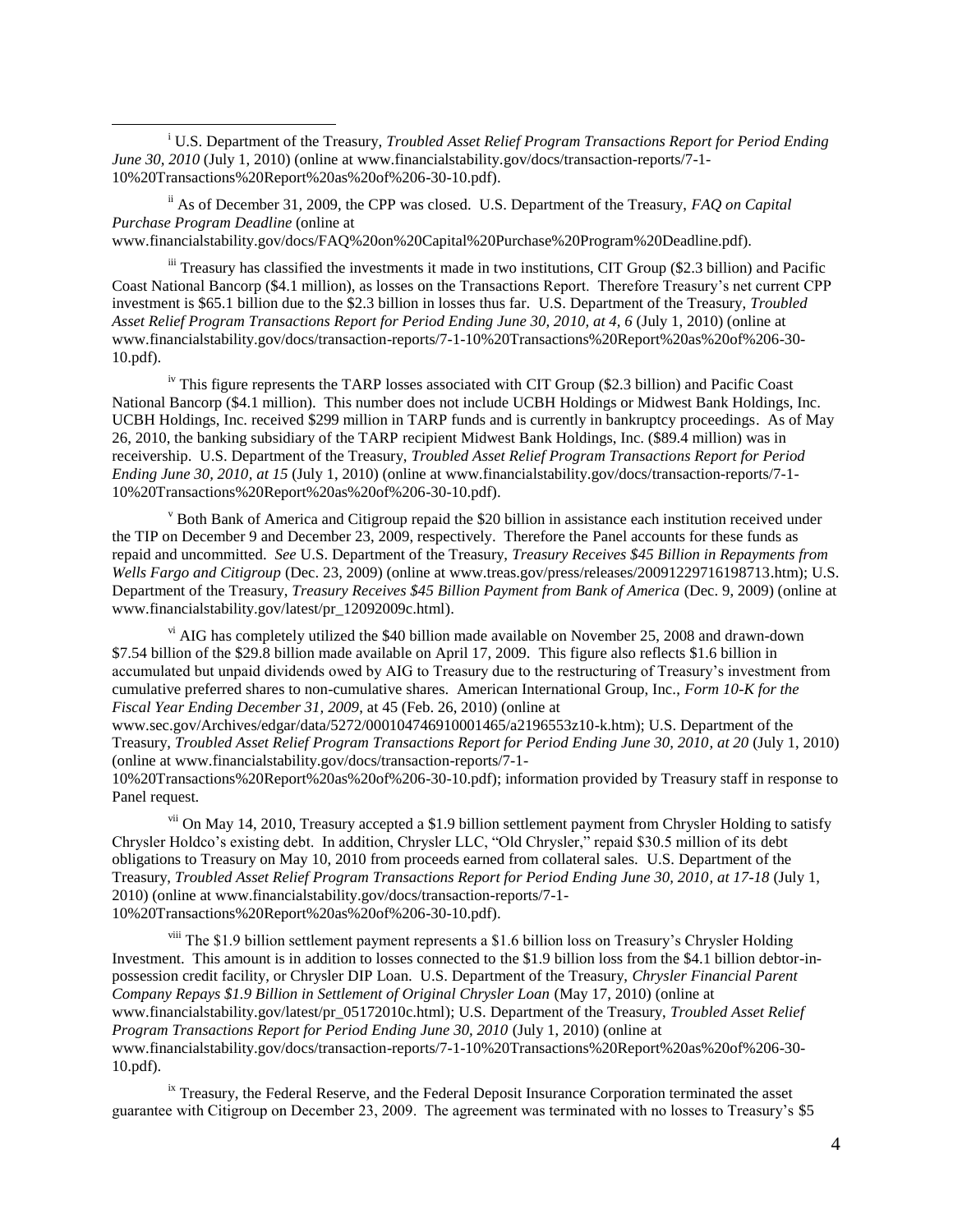[i] U.S. Department of the Treasury, *Troubled Asset Relief Program Transactions Report for Period Ending June 30, 2010* (July 1, 2010) (online at www.financialstability.gov/docs/transaction-reports/7-1-10%20Transactions%20Report%20as%20of%206-30-10.pdf).

[ii] As of December 31, 2009, the CPP was closed. U.S. Department of the Treasury, *FAQ on Capital Purchase Program Deadline* (online at www.financialstability.gov/docs/FAQ%20on%20Capital%20Purchase%20Program%20Deadline.pdf).

[iii] Treasury has classified the investments it made in two institutions, CIT Group ($2.3 billion) and Pacific Coast National Bancorp ($4.1 million), as losses on the Transactions Report. Therefore Treasury's net current CPP investment is $65.1 billion due to the $2.3 billion in losses thus far. U.S. Department of the Treasury, *Troubled Asset Relief Program Transactions Report for Period Ending June 30, 2010, at 4, 6* (July 1, 2010) (online at www.financialstability.gov/docs/transaction-reports/7-1-10%20Transactions%20Report%20as%20of%206-30-10.pdf).

[iv] This figure represents the TARP losses associated with CIT Group ($2.3 billion) and Pacific Coast National Bancorp ($4.1 million). This number does not include UCBH Holdings or Midwest Bank Holdings, Inc. UCBH Holdings, Inc. received $299 million in TARP funds and is currently in bankruptcy proceedings. As of May 26, 2010, the banking subsidiary of the TARP recipient Midwest Bank Holdings, Inc. ($89.4 million) was in receivership. U.S. Department of the Treasury, *Troubled Asset Relief Program Transactions Report for Period Ending June 30, 2010, at 15* (July 1, 2010) (online at www.financialstability.gov/docs/transaction-reports/7-1-10%20Transactions%20Report%20as%20of%206-30-10.pdf).

[v] Both Bank of America and Citigroup repaid the $20 billion in assistance each institution received under the TIP on December 9 and December 23, 2009, respectively. Therefore the Panel accounts for these funds as repaid and uncommitted. *See* U.S. Department of the Treasury, *Treasury Receives $45 Billion in Repayments from Wells Fargo and Citigroup* (Dec. 23, 2009) (online at www.treas.gov/press/releases/20091229716198713.htm); U.S. Department of the Treasury, *Treasury Receives $45 Billion Payment from Bank of America* (Dec. 9, 2009) (online at www.financialstability.gov/latest/pr_12092009c.html).

[vi] AIG has completely utilized the $40 billion made available on November 25, 2008 and drawn-down $7.54 billion of the $29.8 billion made available on April 17, 2009. This figure also reflects $1.6 billion in accumulated but unpaid dividends owed by AIG to Treasury due to the restructuring of Treasury's investment from cumulative preferred shares to non-cumulative shares. American International Group, Inc., *Form 10-K for the Fiscal Year Ending December 31, 2009*, at 45 (Feb. 26, 2010) (online at www.sec.gov/Archives/edgar/data/5272/000104746910001465/a2196553z10-k.htm); U.S. Department of the Treasury, *Troubled Asset Relief Program Transactions Report for Period Ending June 30, 2010, at 20* (July 1, 2010) (online at www.financialstability.gov/docs/transaction-reports/7-1-10%20Transactions%20Report%20as%20of%206-30-10.pdf); information provided by Treasury staff in response to Panel request.

[vii] On May 14, 2010, Treasury accepted a $1.9 billion settlement payment from Chrysler Holding to satisfy Chrysler Holdco's existing debt. In addition, Chrysler LLC, "Old Chrysler," repaid $30.5 million of its debt obligations to Treasury on May 10, 2010 from proceeds earned from collateral sales. U.S. Department of the Treasury, *Troubled Asset Relief Program Transactions Report for Period Ending June 30, 2010, at 17-18* (July 1, 2010) (online at www.financialstability.gov/docs/transaction-reports/7-1-10%20Transactions%20Report%20as%20of%206-30-10.pdf).

[viii] The $1.9 billion settlement payment represents a $1.6 billion loss on Treasury's Chrysler Holding Investment. This amount is in addition to losses connected to the $1.9 billion loss from the $4.1 billion debtor-in-possession credit facility, or Chrysler DIP Loan. U.S. Department of the Treasury, *Chrysler Financial Parent Company Repays $1.9 Billion in Settlement of Original Chrysler Loan* (May 17, 2010) (online at www.financialstability.gov/latest/pr_05172010c.html); U.S. Department of the Treasury, *Troubled Asset Relief Program Transactions Report for Period Ending June 30, 2010* (July 1, 2010) (online at www.financialstability.gov/docs/transaction-reports/7-1-10%20Transactions%20Report%20as%20of%206-30-10.pdf).

[ix] Treasury, the Federal Reserve, and the Federal Deposit Insurance Corporation terminated the asset guarantee with Citigroup on December 23, 2009. The agreement was terminated with no losses to Treasury's $5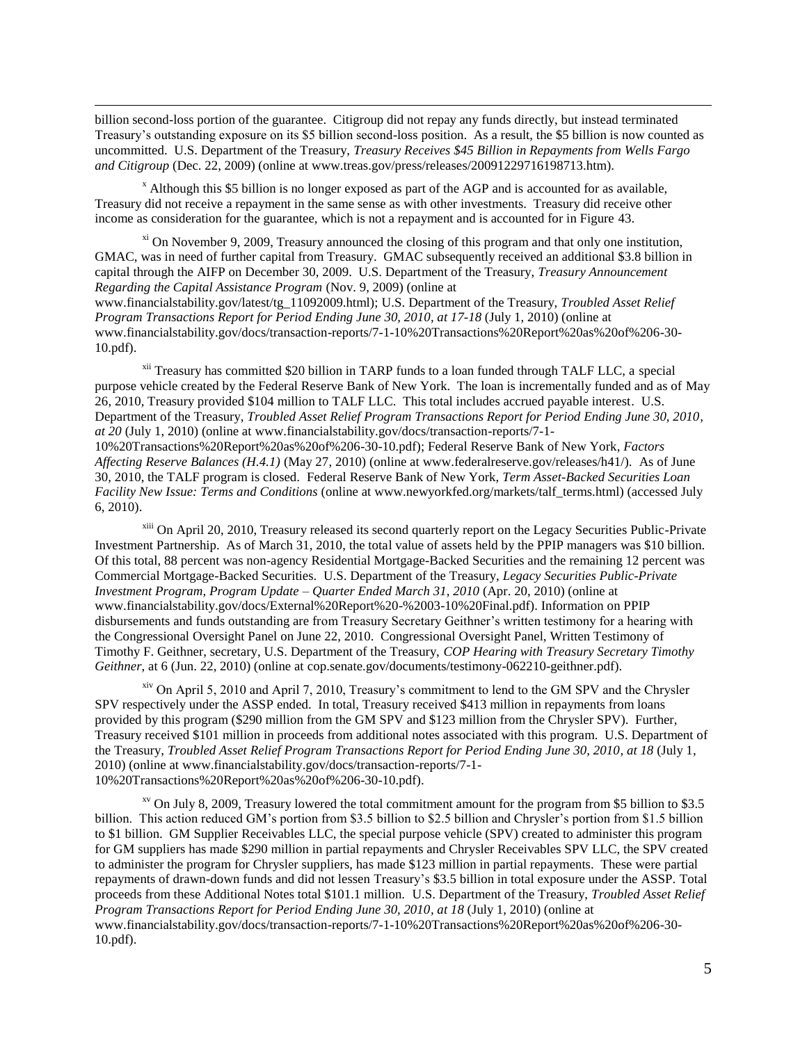billion second-loss portion of the guarantee. Citigroup did not repay any funds directly, but instead terminated Treasury's outstanding exposure on its $5 billion second-loss position. As a result, the $5 billion is now counted as uncommitted. U.S. Department of the Treasury, *Treasury Receives $45 Billion in Repayments from Wells Fargo and Citigroup* (Dec. 22, 2009) (online at www.treas.gov/press/releases/20091229716198713.htm).

[x] Although this $5 billion is no longer exposed as part of the AGP and is accounted for as available, Treasury did not receive a repayment in the same sense as with other investments. Treasury did receive other income as consideration for the guarantee, which is not a repayment and is accounted for in Figure 43.

[xi] On November 9, 2009, Treasury announced the closing of this program and that only one institution, GMAC, was in need of further capital from Treasury. GMAC subsequently received an additional $3.8 billion in capital through the AIFP on December 30, 2009. U.S. Department of the Treasury, *Treasury Announcement Regarding the Capital Assistance Program* (Nov. 9, 2009) (online at www.financialstability.gov/latest/tg_11092009.html); U.S. Department of the Treasury, *Troubled Asset Relief Program Transactions Report for Period Ending June 30, 2010, at 17-18* (July 1, 2010) (online at www.financialstability.gov/docs/transaction-reports/7-1-10%20Transactions%20Report%20as%20of%206-30-10.pdf).

[xii] Treasury has committed $20 billion in TARP funds to a loan funded through TALF LLC, a special purpose vehicle created by the Federal Reserve Bank of New York. The loan is incrementally funded and as of May 26, 2010, Treasury provided $104 million to TALF LLC. This total includes accrued payable interest. U.S. Department of the Treasury, *Troubled Asset Relief Program Transactions Report for Period Ending June 30, 2010, at 20* (July 1, 2010) (online at www.financialstability.gov/docs/transaction-reports/7-1-10%20Transactions%20Report%20as%20of%206-30-10.pdf); Federal Reserve Bank of New York, *Factors Affecting Reserve Balances (H.4.1)* (May 27, 2010) (online at www.federalreserve.gov/releases/h41/). As of June 30, 2010, the TALF program is closed. Federal Reserve Bank of New York, *Term Asset-Backed Securities Loan Facility New Issue: Terms and Conditions* (online at www.newyorkfed.org/markets/talf_terms.html) (accessed July 6, 2010).

[xiii] On April 20, 2010, Treasury released its second quarterly report on the Legacy Securities Public-Private Investment Partnership. As of March 31, 2010, the total value of assets held by the PPIP managers was $10 billion. Of this total, 88 percent was non-agency Residential Mortgage-Backed Securities and the remaining 12 percent was Commercial Mortgage-Backed Securities. U.S. Department of the Treasury, *Legacy Securities Public-Private Investment Program, Program Update – Quarter Ended March 31, 2010* (Apr. 20, 2010) (online at www.financialstability.gov/docs/External%20Report%20-%2003-10%20Final.pdf). Information on PPIP disbursements and funds outstanding are from Treasury Secretary Geithner's written testimony for a hearing with the Congressional Oversight Panel on June 22, 2010. Congressional Oversight Panel, Written Testimony of Timothy F. Geithner, secretary, U.S. Department of the Treasury, *COP Hearing with Treasury Secretary Timothy Geithner*, at 6 (Jun. 22, 2010) (online at cop.senate.gov/documents/testimony-062210-geithner.pdf).

[xiv] On April 5, 2010 and April 7, 2010, Treasury's commitment to lend to the GM SPV and the Chrysler SPV respectively under the ASSP ended. In total, Treasury received $413 million in repayments from loans provided by this program ($290 million from the GM SPV and $123 million from the Chrysler SPV). Further, Treasury received $101 million in proceeds from additional notes associated with this program. U.S. Department of the Treasury, *Troubled Asset Relief Program Transactions Report for Period Ending June 30, 2010, at 18* (July 1, 2010) (online at www.financialstability.gov/docs/transaction-reports/7-1-10%20Transactions%20Report%20as%20of%206-30-10.pdf).

[xv] On July 8, 2009, Treasury lowered the total commitment amount for the program from $5 billion to $3.5 billion. This action reduced GM's portion from $3.5 billion to $2.5 billion and Chrysler's portion from $1.5 billion to $1 billion. GM Supplier Receivables LLC, the special purpose vehicle (SPV) created to administer this program for GM suppliers has made $290 million in partial repayments and Chrysler Receivables SPV LLC, the SPV created to administer the program for Chrysler suppliers, has made $123 million in partial repayments. These were partial repayments of drawn-down funds and did not lessen Treasury's $3.5 billion in total exposure under the ASSP. Total proceeds from these Additional Notes total $101.1 million. U.S. Department of the Treasury, *Troubled Asset Relief Program Transactions Report for Period Ending June 30, 2010, at 18* (July 1, 2010) (online at www.financialstability.gov/docs/transaction-reports/7-1-10%20Transactions%20Report%20as%20of%206-30-10.pdf).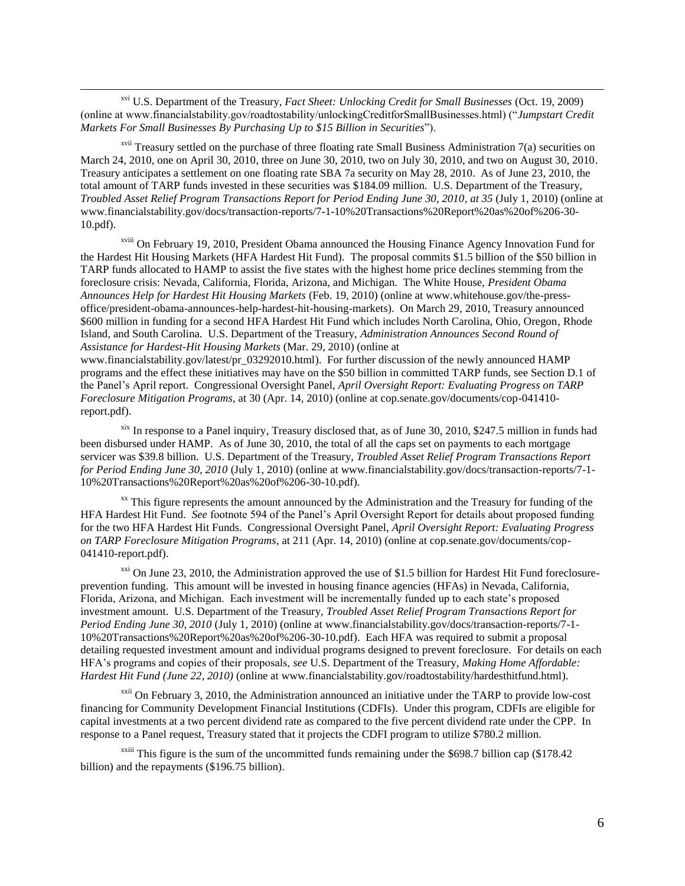[xvi] U.S. Department of the Treasury, *Fact Sheet: Unlocking Credit for Small Businesses* (Oct. 19, 2009) (online at www.financialstability.gov/roadtostability/unlockingCreditforSmallBusinesses.html) ("*Jumpstart Credit Markets For Small Businesses By Purchasing Up to $15 Billion in Securities*").

[xvii] Treasury settled on the purchase of three floating rate Small Business Administration 7(a) securities on March 24, 2010, one on April 30, 2010, three on June 30, 2010, two on July 30, 2010, and two on August 30, 2010. Treasury anticipates a settlement on one floating rate SBA 7a security on May 28, 2010. As of June 23, 2010, the total amount of TARP funds invested in these securities was $184.09 million. U.S. Department of the Treasury, *Troubled Asset Relief Program Transactions Report for Period Ending June 30, 2010, at 35* (July 1, 2010) (online at www.financialstability.gov/docs/transaction-reports/7-1-10%20Transactions%20Report%20as%20of%206-30-10.pdf).

[xviii] On February 19, 2010, President Obama announced the Housing Finance Agency Innovation Fund for the Hardest Hit Housing Markets (HFA Hardest Hit Fund). The proposal commits $1.5 billion of the $50 billion in TARP funds allocated to HAMP to assist the five states with the highest home price declines stemming from the foreclosure crisis: Nevada, California, Florida, Arizona, and Michigan. The White House, *President Obama Announces Help for Hardest Hit Housing Markets* (Feb. 19, 2010) (online at www.whitehouse.gov/the-press-office/president-obama-announces-help-hardest-hit-housing-markets). On March 29, 2010, Treasury announced $600 million in funding for a second HFA Hardest Hit Fund which includes North Carolina, Ohio, Oregon, Rhode Island, and South Carolina. U.S. Department of the Treasury, *Administration Announces Second Round of Assistance for Hardest-Hit Housing Markets* (Mar. 29, 2010) (online at www.financialstability.gov/latest/pr_03292010.html). For further discussion of the newly announced HAMP programs and the effect these initiatives may have on the $50 billion in committed TARP funds, see Section D.1 of the Panel's April report. Congressional Oversight Panel, *April Oversight Report: Evaluating Progress on TARP Foreclosure Mitigation Programs*, at 30 (Apr. 14, 2010) (online at cop.senate.gov/documents/cop-041410-report.pdf).

[xix] In response to a Panel inquiry, Treasury disclosed that, as of June 30, 2010, $247.5 million in funds had been disbursed under HAMP. As of June 30, 2010, the total of all the caps set on payments to each mortgage servicer was $39.8 billion. U.S. Department of the Treasury, *Troubled Asset Relief Program Transactions Report for Period Ending June 30, 2010* (July 1, 2010) (online at www.financialstability.gov/docs/transaction-reports/7-1-10%20Transactions%20Report%20as%20of%206-30-10.pdf).

[xx] This figure represents the amount announced by the Administration and the Treasury for funding of the HFA Hardest Hit Fund. *See* footnote 594 of the Panel's April Oversight Report for details about proposed funding for the two HFA Hardest Hit Funds. Congressional Oversight Panel, *April Oversight Report: Evaluating Progress on TARP Foreclosure Mitigation Programs*, at 211 (Apr. 14, 2010) (online at cop.senate.gov/documents/cop-041410-report.pdf).

[xxi] On June 23, 2010, the Administration approved the use of $1.5 billion for Hardest Hit Fund foreclosure-prevention funding. This amount will be invested in housing finance agencies (HFAs) in Nevada, California, Florida, Arizona, and Michigan. Each investment will be incrementally funded up to each state's proposed investment amount. U.S. Department of the Treasury, *Troubled Asset Relief Program Transactions Report for Period Ending June 30, 2010* (July 1, 2010) (online at www.financialstability.gov/docs/transaction-reports/7-1-10%20Transactions%20Report%20as%20of%206-30-10.pdf). Each HFA was required to submit a proposal detailing requested investment amount and individual programs designed to prevent foreclosure. For details on each HFA's programs and copies of their proposals, *see* U.S. Department of the Treasury, *Making Home Affordable: Hardest Hit Fund (June 22, 2010)* (online at www.financialstability.gov/roadtostability/hardesthitfund.html).

[xxii] On February 3, 2010, the Administration announced an initiative under the TARP to provide low-cost financing for Community Development Financial Institutions (CDFIs). Under this program, CDFIs are eligible for capital investments at a two percent dividend rate as compared to the five percent dividend rate under the CPP. In response to a Panel request, Treasury stated that it projects the CDFI program to utilize $780.2 million.

[xxiii] This figure is the sum of the uncommitted funds remaining under the $698.7 billion cap ($178.42 billion) and the repayments ($196.75 billion).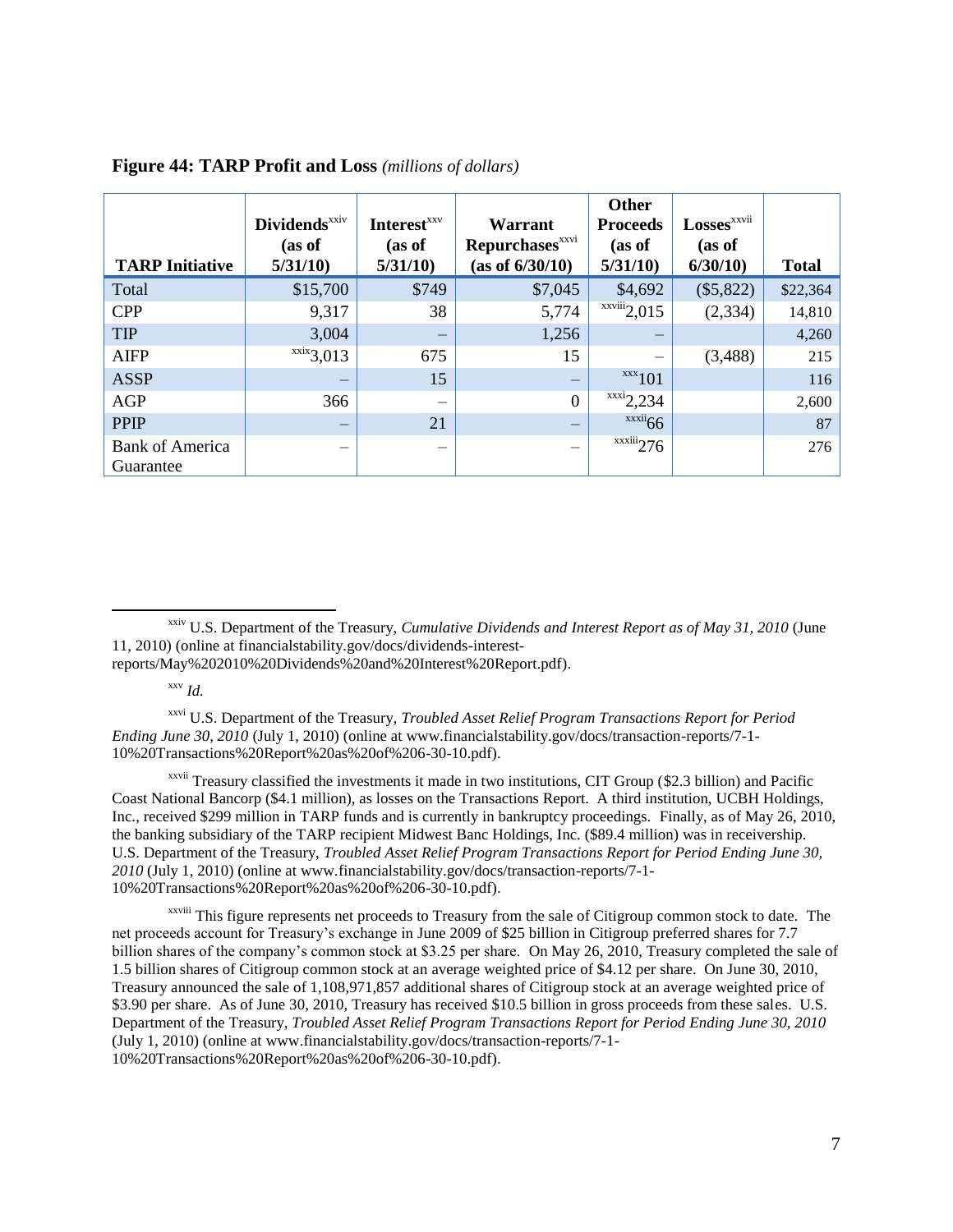**Figure 44: TARP Profit and Loss** *(millions of dollars)*

| TARP Initiative | Dividends[xxiv] (as of 5/31/10) | Interest[xxv] (as of 5/31/10) | Warrant Repurchases[xxvi] (as of 6/30/10) | Other Proceeds (as of 5/31/10) | Losses[xxvii] (as of 6/30/10) | Total |
|---|---|---|---|---|---|---|
| Total | $15,700 | $749 | $7,045 | $4,692 | ($5,822) | $22,364 |
| CPP | 9,317 | 38 | 5,774 | [xxviii]2,015 | (2,334) | 14,810 |
| TIP | 3,004 | – | 1,256 | – | | 4,260 |
| AIFP | [xxix]3,013 | 675 | 15 | – | (3,488) | 215 |
| ASSP | – | 15 | – | [xxx]101 | | 116 |
| AGP | 366 | – | 0 | [xxxi]2,234 | | 2,600 |
| PPIP | – | 21 | – | [xxxii]66 | | 87 |
| Bank of America Guarantee | – | – | – | [xxxiii]276 | | 276 |

---

[xxiv] U.S. Department of the Treasury, *Cumulative Dividends and Interest Report as of May 31, 2010* (June 11, 2010) (online at financialstability.gov/docs/dividends-interest-reports/May%202010%20Dividends%20and%20Interest%20Report.pdf).

[xxv] *Id.*

[xxvi] U.S. Department of the Treasury, *Troubled Asset Relief Program Transactions Report for Period Ending June 30, 2010* (July 1, 2010) (online at www.financialstability.gov/docs/transaction-reports/7-1-10%20Transactions%20Report%20as%20of%206-30-10.pdf).

[xxvii] Treasury classified the investments it made in two institutions, CIT Group ($2.3 billion) and Pacific Coast National Bancorp ($4.1 million), as losses on the Transactions Report. A third institution, UCBH Holdings, Inc., received $299 million in TARP funds and is currently in bankruptcy proceedings. Finally, as of May 26, 2010, the banking subsidiary of the TARP recipient Midwest Banc Holdings, Inc. ($89.4 million) was in receivership. U.S. Department of the Treasury, *Troubled Asset Relief Program Transactions Report for Period Ending June 30, 2010* (July 1, 2010) (online at www.financialstability.gov/docs/transaction-reports/7-1-10%20Transactions%20Report%20as%20of%206-30-10.pdf).

[xxviii] This figure represents net proceeds to Treasury from the sale of Citigroup common stock to date. The net proceeds account for Treasury's exchange in June 2009 of $25 billion in Citigroup preferred shares for 7.7 billion shares of the company's common stock at $3.25 per share. On May 26, 2010, Treasury completed the sale of 1.5 billion shares of Citigroup common stock at an average weighted price of $4.12 per share. On June 30, 2010, Treasury announced the sale of 1,108,971,857 additional shares of Citigroup stock at an average weighted price of $3.90 per share. As of June 30, 2010, Treasury has received $10.5 billion in gross proceeds from these sales. U.S. Department of the Treasury, *Troubled Asset Relief Program Transactions Report for Period Ending June 30, 2010* (July 1, 2010) (online at www.financialstability.gov/docs/transaction-reports/7-1-10%20Transactions%20Report%20as%20of%206-30-10.pdf).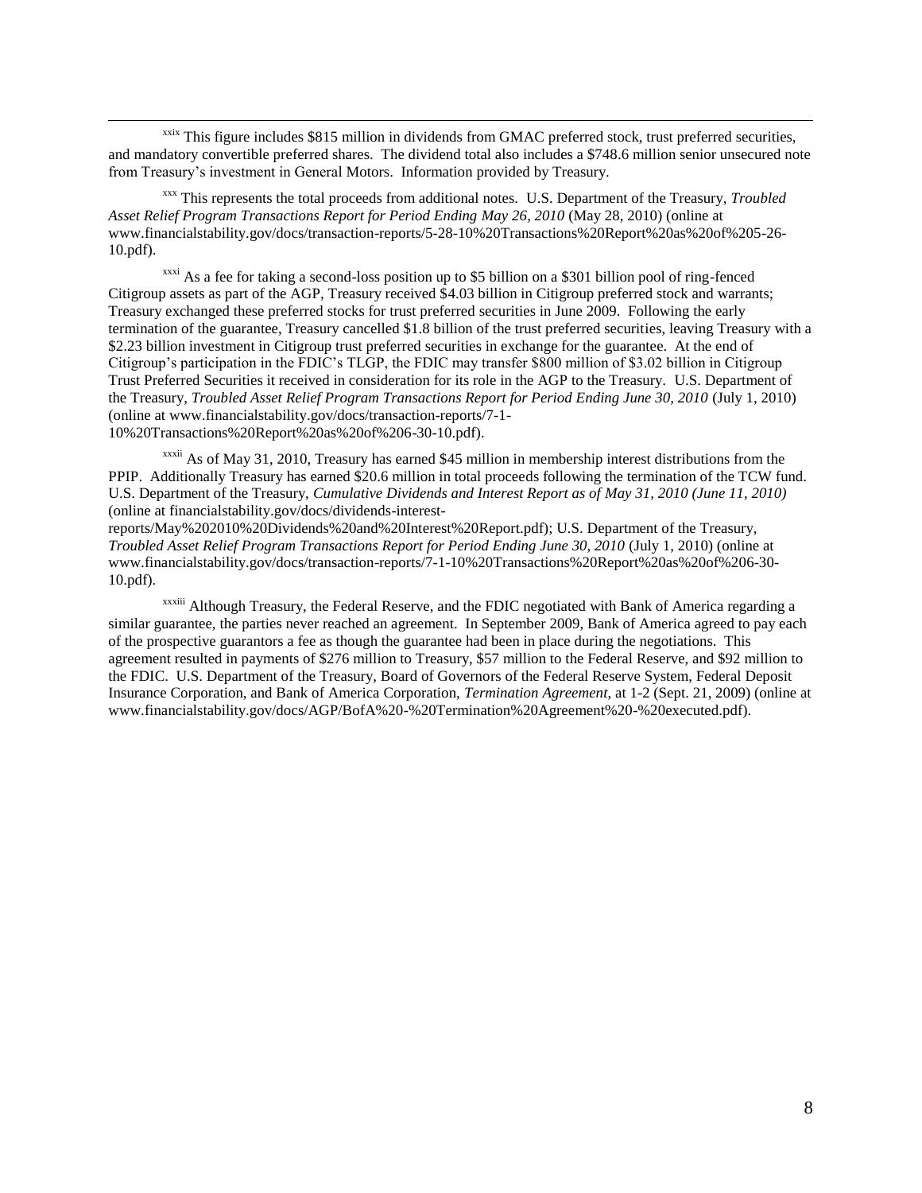[xxix] This figure includes $815 million in dividends from GMAC preferred stock, trust preferred securities, and mandatory convertible preferred shares. The dividend total also includes a $748.6 million senior unsecured note from Treasury's investment in General Motors. Information provided by Treasury.

[xxx] This represents the total proceeds from additional notes. U.S. Department of the Treasury, *Troubled Asset Relief Program Transactions Report for Period Ending May 26, 2010* (May 28, 2010) (online at www.financialstability.gov/docs/transaction-reports/5-28-10%20Transactions%20Report%20as%20of%205-26-10.pdf).

[xxxi] As a fee for taking a second-loss position up to $5 billion on a $301 billion pool of ring-fenced Citigroup assets as part of the AGP, Treasury received $4.03 billion in Citigroup preferred stock and warrants; Treasury exchanged these preferred stocks for trust preferred securities in June 2009. Following the early termination of the guarantee, Treasury cancelled $1.8 billion of the trust preferred securities, leaving Treasury with a $2.23 billion investment in Citigroup trust preferred securities in exchange for the guarantee. At the end of Citigroup's participation in the FDIC's TLGP, the FDIC may transfer $800 million of $3.02 billion in Citigroup Trust Preferred Securities it received in consideration for its role in the AGP to the Treasury. U.S. Department of the Treasury, *Troubled Asset Relief Program Transactions Report for Period Ending June 30, 2010* (July 1, 2010) (online at www.financialstability.gov/docs/transaction-reports/7-1-10%20Transactions%20Report%20as%20of%206-30-10.pdf).

[xxxii] As of May 31, 2010, Treasury has earned $45 million in membership interest distributions from the PPIP. Additionally Treasury has earned $20.6 million in total proceeds following the termination of the TCW fund. U.S. Department of the Treasury, *Cumulative Dividends and Interest Report as of May 31, 2010 (June 11, 2010)* (online at financialstability.gov/docs/dividends-interest-reports/May%202010%20Dividends%20and%20Interest%20Report.pdf); U.S. Department of the Treasury, *Troubled Asset Relief Program Transactions Report for Period Ending June 30, 2010* (July 1, 2010) (online at www.financialstability.gov/docs/transaction-reports/7-1-10%20Transactions%20Report%20as%20of%206-30-10.pdf).

[xxxiii] Although Treasury, the Federal Reserve, and the FDIC negotiated with Bank of America regarding a similar guarantee, the parties never reached an agreement. In September 2009, Bank of America agreed to pay each of the prospective guarantors a fee as though the guarantee had been in place during the negotiations. This agreement resulted in payments of $276 million to Treasury, $57 million to the Federal Reserve, and $92 million to the FDIC. U.S. Department of the Treasury, Board of Governors of the Federal Reserve System, Federal Deposit Insurance Corporation, and Bank of America Corporation, *Termination Agreement*, at 1-2 (Sept. 21, 2009) (online at www.financialstability.gov/docs/AGP/BofA%20-%20Termination%20Agreement%20-%20executed.pdf).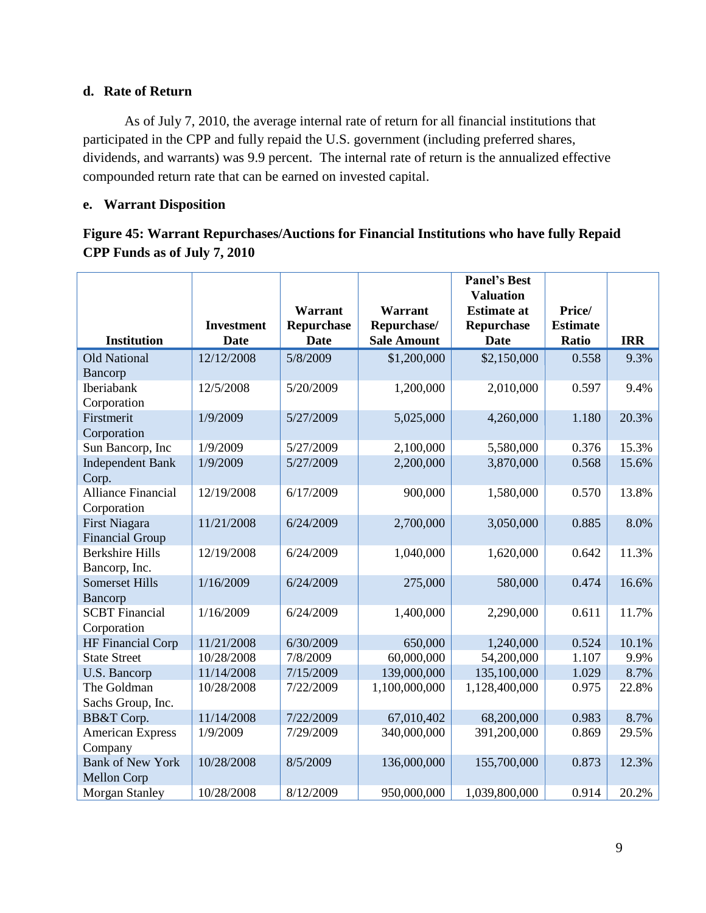### d. Rate of Return

As of July 7, 2010, the average internal rate of return for all financial institutions that participated in the CPP and fully repaid the U.S. government (including preferred shares, dividends, and warrants) was 9.9 percent. The internal rate of return is the annualized effective compounded return rate that can be earned on invested capital.

### e. Warrant Disposition

**Figure 45: Warrant Repurchases/Auctions for Financial Institutions who have fully Repaid CPP Funds as of July 7, 2010**

| Institution | Investment Date | Warrant Repurchase Date | Warrant Repurchase/ Sale Amount | Panel's Best Valuation Estimate at Repurchase Date | Price/ Estimate Ratio | IRR |
|---|---|---|---|---|---|---|
| Old National Bancorp | 12/12/2008 | 5/8/2009 | $1,200,000 | $2,150,000 | 0.558 | 9.3% |
| Iberiabank Corporation | 12/5/2008 | 5/20/2009 | 1,200,000 | 2,010,000 | 0.597 | 9.4% |
| Firstmerit Corporation | 1/9/2009 | 5/27/2009 | 5,025,000 | 4,260,000 | 1.180 | 20.3% |
| Sun Bancorp, Inc | 1/9/2009 | 5/27/2009 | 2,100,000 | 5,580,000 | 0.376 | 15.3% |
| Independent Bank Corp. | 1/9/2009 | 5/27/2009 | 2,200,000 | 3,870,000 | 0.568 | 15.6% |
| Alliance Financial Corporation | 12/19/2008 | 6/17/2009 | 900,000 | 1,580,000 | 0.570 | 13.8% |
| First Niagara Financial Group | 11/21/2008 | 6/24/2009 | 2,700,000 | 3,050,000 | 0.885 | 8.0% |
| Berkshire Hills Bancorp, Inc. | 12/19/2008 | 6/24/2009 | 1,040,000 | 1,620,000 | 0.642 | 11.3% |
| Somerset Hills Bancorp | 1/16/2009 | 6/24/2009 | 275,000 | 580,000 | 0.474 | 16.6% |
| SCBT Financial Corporation | 1/16/2009 | 6/24/2009 | 1,400,000 | 2,290,000 | 0.611 | 11.7% |
| HF Financial Corp | 11/21/2008 | 6/30/2009 | 650,000 | 1,240,000 | 0.524 | 10.1% |
| State Street | 10/28/2008 | 7/8/2009 | 60,000,000 | 54,200,000 | 1.107 | 9.9% |
| U.S. Bancorp | 11/14/2008 | 7/15/2009 | 139,000,000 | 135,100,000 | 1.029 | 8.7% |
| The Goldman Sachs Group, Inc. | 10/28/2008 | 7/22/2009 | 1,100,000,000 | 1,128,400,000 | 0.975 | 22.8% |
| BB&T Corp. | 11/14/2008 | 7/22/2009 | 67,010,402 | 68,200,000 | 0.983 | 8.7% |
| American Express Company | 1/9/2009 | 7/29/2009 | 340,000,000 | 391,200,000 | 0.869 | 29.5% |
| Bank of New York Mellon Corp | 10/28/2008 | 8/5/2009 | 136,000,000 | 155,700,000 | 0.873 | 12.3% |
| Morgan Stanley | 10/28/2008 | 8/12/2009 | 950,000,000 | 1,039,800,000 | 0.914 | 20.2% |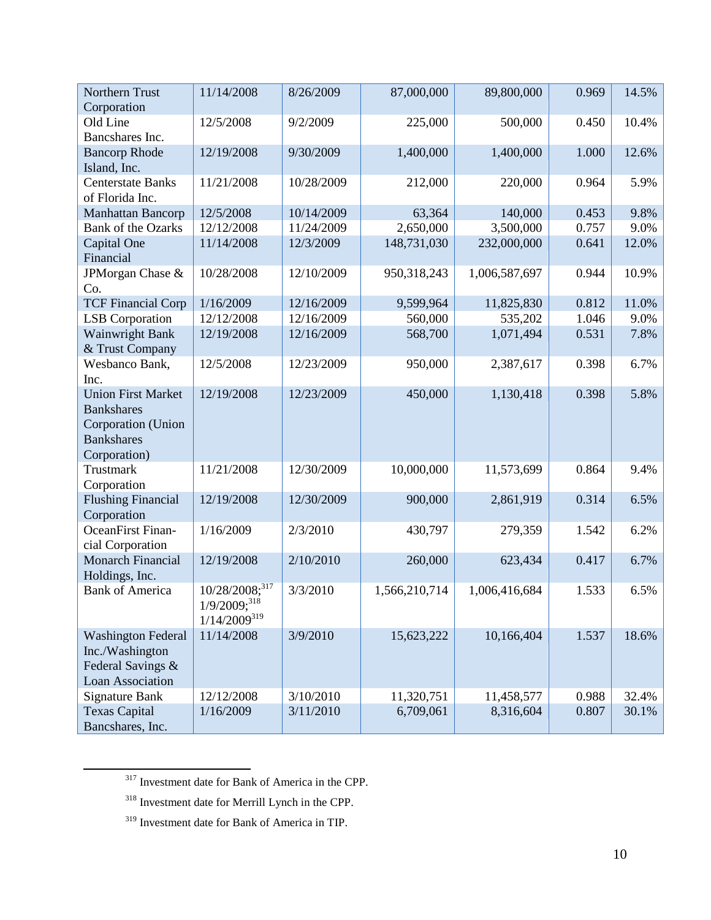| | | | | | | |
|---|---|---|---|---|---|---|
| Northern Trust Corporation | 11/14/2008 | 8/26/2009 | 87,000,000 | 89,800,000 | 0.969 | 14.5% |
| Old Line Bancshares Inc. | 12/5/2008 | 9/2/2009 | 225,000 | 500,000 | 0.450 | 10.4% |
| Bancorp Rhode Island, Inc. | 12/19/2008 | 9/30/2009 | 1,400,000 | 1,400,000 | 1.000 | 12.6% |
| Centerstate Banks of Florida Inc. | 11/21/2008 | 10/28/2009 | 212,000 | 220,000 | 0.964 | 5.9% |
| Manhattan Bancorp | 12/5/2008 | 10/14/2009 | 63,364 | 140,000 | 0.453 | 9.8% |
| Bank of the Ozarks | 12/12/2008 | 11/24/2009 | 2,650,000 | 3,500,000 | 0.757 | 9.0% |
| Capital One Financial | 11/14/2008 | 12/3/2009 | 148,731,030 | 232,000,000 | 0.641 | 12.0% |
| JPMorgan Chase & Co. | 10/28/2008 | 12/10/2009 | 950,318,243 | 1,006,587,697 | 0.944 | 10.9% |
| TCF Financial Corp | 1/16/2009 | 12/16/2009 | 9,599,964 | 11,825,830 | 0.812 | 11.0% |
| LSB Corporation | 12/12/2008 | 12/16/2009 | 560,000 | 535,202 | 1.046 | 9.0% |
| Wainwright Bank & Trust Company | 12/19/2008 | 12/16/2009 | 568,700 | 1,071,494 | 0.531 | 7.8% |
| Wesbanco Bank, Inc. | 12/5/2008 | 12/23/2009 | 950,000 | 2,387,617 | 0.398 | 6.7% |
| Union First Market Bankshares Corporation (Union Bankshares Corporation) | 12/19/2008 | 12/23/2009 | 450,000 | 1,130,418 | 0.398 | 5.8% |
| Trustmark Corporation | 11/21/2008 | 12/30/2009 | 10,000,000 | 11,573,699 | 0.864 | 9.4% |
| Flushing Financial Corporation | 12/19/2008 | 12/30/2009 | 900,000 | 2,861,919 | 0.314 | 6.5% |
| OceanFirst Financial Corporation | 1/16/2009 | 2/3/2010 | 430,797 | 279,359 | 1.542 | 6.2% |
| Monarch Financial Holdings, Inc. | 12/19/2008 | 2/10/2010 | 260,000 | 623,434 | 0.417 | 6.7% |
| Bank of America | 10/28/2008;[317] 1/9/2009;[318] 1/14/2009[319] | 3/3/2010 | 1,566,210,714 | 1,006,416,684 | 1.533 | 6.5% |
| Washington Federal Inc./Washington Federal Savings & Loan Association | 11/14/2008 | 3/9/2010 | 15,623,222 | 10,166,404 | 1.537 | 18.6% |
| Signature Bank | 12/12/2008 | 3/10/2010 | 11,320,751 | 11,458,577 | 0.988 | 32.4% |
| Texas Capital Bancshares, Inc. | 1/16/2009 | 3/11/2010 | 6,709,061 | 8,316,604 | 0.807 | 30.1% |

[317] Investment date for Bank of America in the CPP.

[318] Investment date for Merrill Lynch in the CPP.

[319] Investment date for Bank of America in TIP.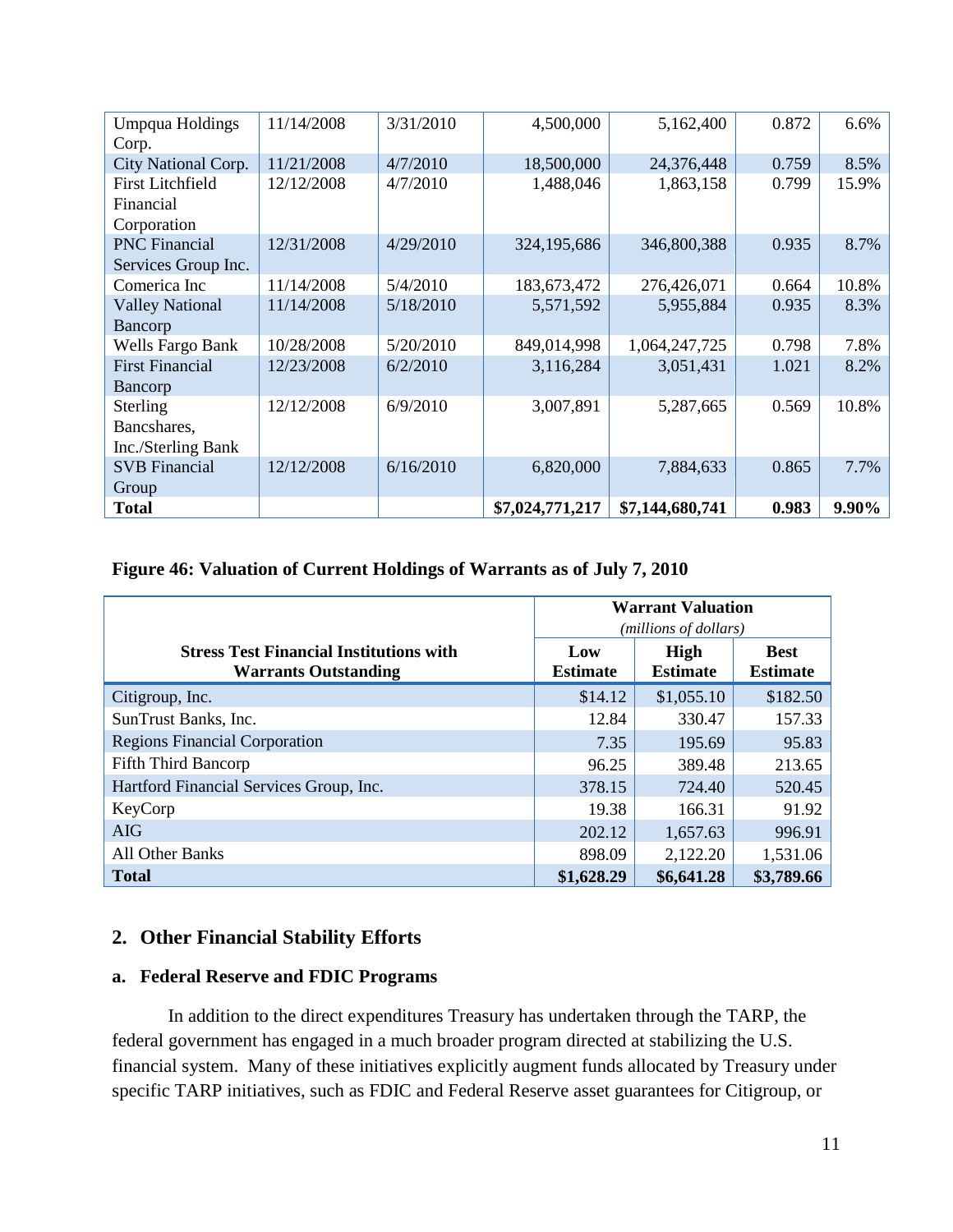| | | | | | | |
|---|---|---|---|---|---|---|
| Umpqua Holdings Corp. | 11/14/2008 | 3/31/2010 | 4,500,000 | 5,162,400 | 0.872 | 6.6% |
| City National Corp. | 11/21/2008 | 4/7/2010 | 18,500,000 | 24,376,448 | 0.759 | 8.5% |
| First Litchfield Financial Corporation | 12/12/2008 | 4/7/2010 | 1,488,046 | 1,863,158 | 0.799 | 15.9% |
| PNC Financial Services Group Inc. | 12/31/2008 | 4/29/2010 | 324,195,686 | 346,800,388 | 0.935 | 8.7% |
| Comerica Inc | 11/14/2008 | 5/4/2010 | 183,673,472 | 276,426,071 | 0.664 | 10.8% |
| Valley National Bancorp | 11/14/2008 | 5/18/2010 | 5,571,592 | 5,955,884 | 0.935 | 8.3% |
| Wells Fargo Bank | 10/28/2008 | 5/20/2010 | 849,014,998 | 1,064,247,725 | 0.798 | 7.8% |
| First Financial Bancorp | 12/23/2008 | 6/2/2010 | 3,116,284 | 3,051,431 | 1.021 | 8.2% |
| Sterling Bancshares, Inc./Sterling Bank | 12/12/2008 | 6/9/2010 | 3,007,891 | 5,287,665 | 0.569 | 10.8% |
| SVB Financial Group | 12/12/2008 | 6/16/2010 | 6,820,000 | 7,884,633 | 0.865 | 7.7% |
| **Total** | | | **$7,024,771,217** | **$7,144,680,741** | **0.983** | **9.90%** |

**Figure 46: Valuation of Current Holdings of Warrants as of July 7, 2010**

| | Warrant Valuation *(millions of dollars)* | | |
|---|---|---|---|
| **Stress Test Financial Institutions with Warrants Outstanding** | **Low Estimate** | **High Estimate** | **Best Estimate** |
| Citigroup, Inc. | $14.12 | $1,055.10 | $182.50 |
| SunTrust Banks, Inc. | 12.84 | 330.47 | 157.33 |
| Regions Financial Corporation | 7.35 | 195.69 | 95.83 |
| Fifth Third Bancorp | 96.25 | 389.48 | 213.65 |
| Hartford Financial Services Group, Inc. | 378.15 | 724.40 | 520.45 |
| KeyCorp | 19.38 | 166.31 | 91.92 |
| AIG | 202.12 | 1,657.63 | 996.91 |
| All Other Banks | 898.09 | 2,122.20 | 1,531.06 |
| **Total** | **$1,628.29** | **$6,641.28** | **$3,789.66** |

## 2. Other Financial Stability Efforts

### a. Federal Reserve and FDIC Programs

In addition to the direct expenditures Treasury has undertaken through the TARP, the federal government has engaged in a much broader program directed at stabilizing the U.S. financial system. Many of these initiatives explicitly augment funds allocated by Treasury under specific TARP initiatives, such as FDIC and Federal Reserve asset guarantees for Citigroup, or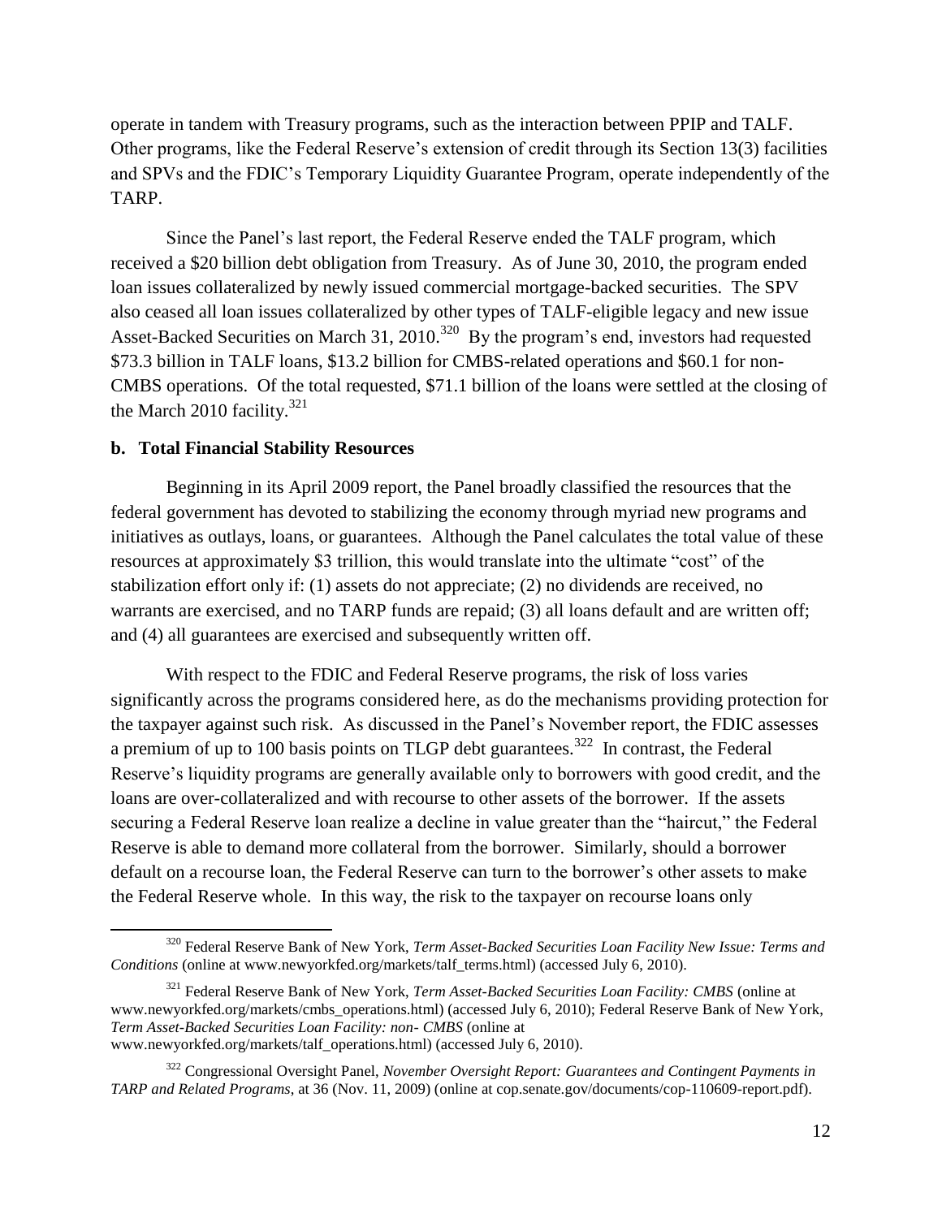operate in tandem with Treasury programs, such as the interaction between PPIP and TALF. Other programs, like the Federal Reserve's extension of credit through its Section 13(3) facilities and SPVs and the FDIC's Temporary Liquidity Guarantee Program, operate independently of the TARP.

Since the Panel's last report, the Federal Reserve ended the TALF program, which received a $20 billion debt obligation from Treasury. As of June 30, 2010, the program ended loan issues collateralized by newly issued commercial mortgage-backed securities. The SPV also ceased all loan issues collateralized by other types of TALF-eligible legacy and new issue Asset-Backed Securities on March 31, 2010.[320] By the program's end, investors had requested $73.3 billion in TALF loans, $13.2 billion for CMBS-related operations and $60.1 for non-CMBS operations. Of the total requested, $71.1 billion of the loans were settled at the closing of the March 2010 facility.[321]

**b. Total Financial Stability Resources**

Beginning in its April 2009 report, the Panel broadly classified the resources that the federal government has devoted to stabilizing the economy through myriad new programs and initiatives as outlays, loans, or guarantees. Although the Panel calculates the total value of these resources at approximately $3 trillion, this would translate into the ultimate "cost" of the stabilization effort only if: (1) assets do not appreciate; (2) no dividends are received, no warrants are exercised, and no TARP funds are repaid; (3) all loans default and are written off; and (4) all guarantees are exercised and subsequently written off.

With respect to the FDIC and Federal Reserve programs, the risk of loss varies significantly across the programs considered here, as do the mechanisms providing protection for the taxpayer against such risk. As discussed in the Panel's November report, the FDIC assesses a premium of up to 100 basis points on TLGP debt guarantees.[322] In contrast, the Federal Reserve's liquidity programs are generally available only to borrowers with good credit, and the loans are over-collateralized and with recourse to other assets of the borrower. If the assets securing a Federal Reserve loan realize a decline in value greater than the "haircut," the Federal Reserve is able to demand more collateral from the borrower. Similarly, should a borrower default on a recourse loan, the Federal Reserve can turn to the borrower's other assets to make the Federal Reserve whole. In this way, the risk to the taxpayer on recourse loans only

---

[320] Federal Reserve Bank of New York, *Term Asset-Backed Securities Loan Facility New Issue: Terms and Conditions* (online at www.newyorkfed.org/markets/talf_terms.html) (accessed July 6, 2010).

[321] Federal Reserve Bank of New York, *Term Asset-Backed Securities Loan Facility: CMBS* (online at www.newyorkfed.org/markets/cmbs_operations.html) (accessed July 6, 2010); Federal Reserve Bank of New York, *Term Asset-Backed Securities Loan Facility: non- CMBS* (online at www.newyorkfed.org/markets/talf_operations.html) (accessed July 6, 2010).

[322] Congressional Oversight Panel, *November Oversight Report: Guarantees and Contingent Payments in TARP and Related Programs*, at 36 (Nov. 11, 2009) (online at cop.senate.gov/documents/cop-110609-report.pdf).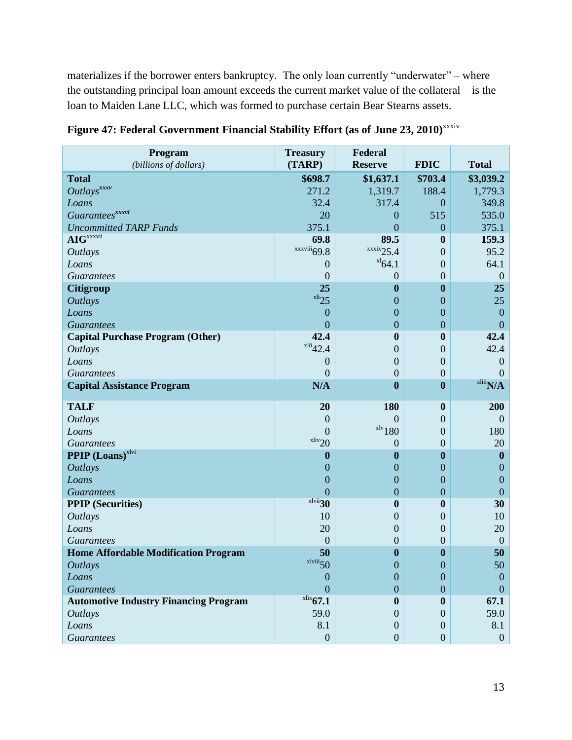materializes if the borrower enters bankruptcy. The only loan currently "underwater" – where the outstanding principal loan amount exceeds the current market value of the collateral – is the loan to Maiden Lane LLC, which was formed to purchase certain Bear Stearns assets.

**Figure 47: Federal Government Financial Stability Effort (as of June 23, 2010)**[xxxiv]

| **Program** *(billions of dollars)* | **Treasury (TARP)** | **Federal Reserve** | **FDIC** | **Total** |
|---|---|---|---|---|
| **Total** | **$698.7** | **$1,637.1** | **$703.4** | **$3,039.2** |
| *Outlays*[xxxv] | 271.2 | 1,319.7 | 188.4 | 1,779.3 |
| *Loans* | 32.4 | 317.4 | 0 | 349.8 |
| *Guarantees*[xxxvi] | 20 | 0 | 515 | 535.0 |
| *Uncommitted TARP Funds* | 375.1 | 0 | 0 | 375.1 |
| **AIG**[xxxvii] | **69.8** | **89.5** | **0** | **159.3** |
| *Outlays* | [xxxviii]69.8 | [xxxix]25.4 | 0 | 95.2 |
| *Loans* | 0 | [xl]64.1 | 0 | 64.1 |
| *Guarantees* | 0 | 0 | 0 | 0 |
| **Citigroup** | **25** | **0** | **0** | **25** |
| *Outlays* | [xli]25 | 0 | 0 | 25 |
| *Loans* | 0 | 0 | 0 | 0 |
| *Guarantees* | 0 | 0 | 0 | 0 |
| **Capital Purchase Program (Other)** | **42.4** | **0** | **0** | **42.4** |
| *Outlays* | [xlii]42.4 | 0 | 0 | 42.4 |
| *Loans* | 0 | 0 | 0 | 0 |
| *Guarantees* | 0 | 0 | 0 | 0 |
| **Capital Assistance Program** | **N/A** | **0** | **0** | [xliii]**N/A** |
| **TALF** | **20** | **180** | **0** | **200** |
| *Outlays* | 0 | 0 | 0 | 0 |
| *Loans* | 0 | [xlv]180 | 0 | 180 |
| *Guarantees* | [xliv]20 | 0 | 0 | 20 |
| **PPIP (Loans)**[xlvi] | **0** | **0** | **0** | **0** |
| *Outlays* | 0 | 0 | 0 | 0 |
| *Loans* | 0 | 0 | 0 | 0 |
| *Guarantees* | 0 | 0 | 0 | 0 |
| **PPIP (Securities)** | [xlvii]**30** | **0** | **0** | **30** |
| *Outlays* | 10 | 0 | 0 | 10 |
| *Loans* | 20 | 0 | 0 | 20 |
| *Guarantees* | 0 | 0 | 0 | 0 |
| **Home Affordable Modification Program** | **50** | **0** | **0** | **50** |
| *Outlays* | [xlviii]50 | 0 | 0 | 50 |
| *Loans* | 0 | 0 | 0 | 0 |
| *Guarantees* | 0 | 0 | 0 | 0 |
| **Automotive Industry Financing Program** | [xlix]**67.1** | **0** | **0** | **67.1** |
| *Outlays* | 59.0 | 0 | 0 | 59.0 |
| *Loans* | 8.1 | 0 | 0 | 8.1 |
| *Guarantees* | 0 | 0 | 0 | 0 |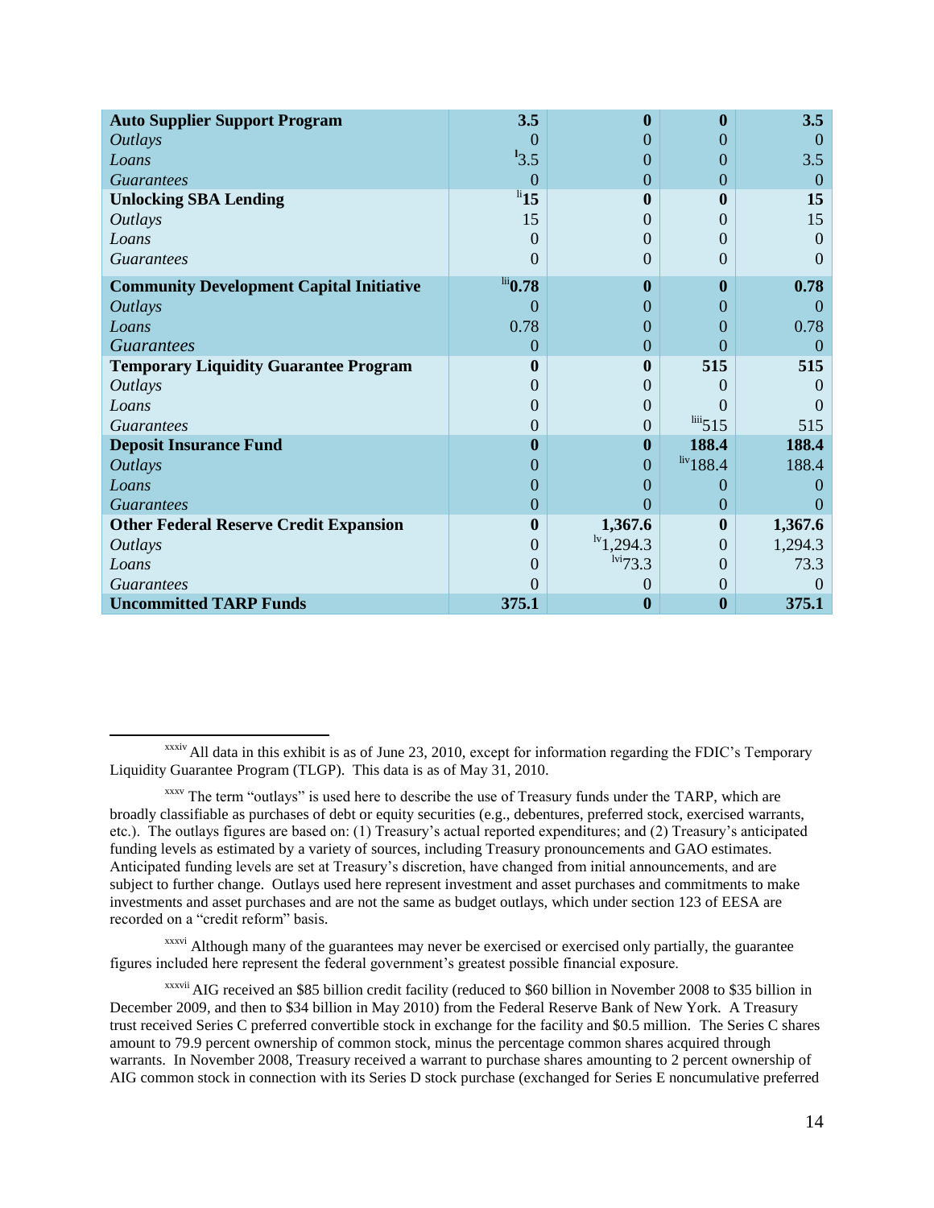| | | | | |
|---|---|---|---|---|
| **Auto Supplier Support Program** | **3.5** | **0** | **0** | **3.5** |
| *Outlays* | 0 | 0 | 0 | 0 |
| *Loans* | [l]3.5 | 0 | 0 | 3.5 |
| *Guarantees* | 0 | 0 | 0 | 0 |
| **Unlocking SBA Lending** | [li]**15** | **0** | **0** | **15** |
| *Outlays* | 15 | 0 | 0 | 15 |
| *Loans* | 0 | 0 | 0 | 0 |
| *Guarantees* | 0 | 0 | 0 | 0 |
| **Community Development Capital Initiative** | [lii]**0.78** | **0** | **0** | **0.78** |
| *Outlays* | 0 | 0 | 0 | 0 |
| *Loans* | 0.78 | 0 | 0 | 0.78 |
| *Guarantees* | 0 | 0 | 0 | 0 |
| **Temporary Liquidity Guarantee Program** | **0** | **0** | **515** | **515** |
| *Outlays* | 0 | 0 | 0 | 0 |
| *Loans* | 0 | 0 | 0 | 0 |
| *Guarantees* | 0 | 0 | [liii]515 | 515 |
| **Deposit Insurance Fund** | **0** | **0** | **188.4** | **188.4** |
| *Outlays* | 0 | 0 | [liv]188.4 | 188.4 |
| *Loans* | 0 | 0 | 0 | 0 |
| *Guarantees* | 0 | 0 | 0 | 0 |
| **Other Federal Reserve Credit Expansion** | **0** | **1,367.6** | **0** | **1,367.6** |
| *Outlays* | 0 | [lv]1,294.3 | 0 | 1,294.3 |
| *Loans* | 0 | [lvi]73.3 | 0 | 73.3 |
| *Guarantees* | 0 | 0 | 0 | 0 |
| **Uncommitted TARP Funds** | **375.1** | **0** | **0** | **375.1** |

---

[xxxiv] All data in this exhibit is as of June 23, 2010, except for information regarding the FDIC's Temporary Liquidity Guarantee Program (TLGP). This data is as of May 31, 2010.

[xxxv] The term "outlays" is used here to describe the use of Treasury funds under the TARP, which are broadly classifiable as purchases of debt or equity securities (e.g., debentures, preferred stock, exercised warrants, etc.). The outlays figures are based on: (1) Treasury's actual reported expenditures; and (2) Treasury's anticipated funding levels as estimated by a variety of sources, including Treasury pronouncements and GAO estimates. Anticipated funding levels are set at Treasury's discretion, have changed from initial announcements, and are subject to further change. Outlays used here represent investment and asset purchases and commitments to make investments and asset purchases and are not the same as budget outlays, which under section 123 of EESA are recorded on a "credit reform" basis.

[xxxvi] Although many of the guarantees may never be exercised or exercised only partially, the guarantee figures included here represent the federal government's greatest possible financial exposure.

[xxxvii] AIG received an $85 billion credit facility (reduced to $60 billion in November 2008 to $35 billion in December 2009, and then to $34 billion in May 2010) from the Federal Reserve Bank of New York. A Treasury trust received Series C preferred convertible stock in exchange for the facility and $0.5 million. The Series C shares amount to 79.9 percent ownership of common stock, minus the percentage common shares acquired through warrants. In November 2008, Treasury received a warrant to purchase shares amounting to 2 percent ownership of AIG common stock in connection with its Series D stock purchase (exchanged for Series E noncumulative preferred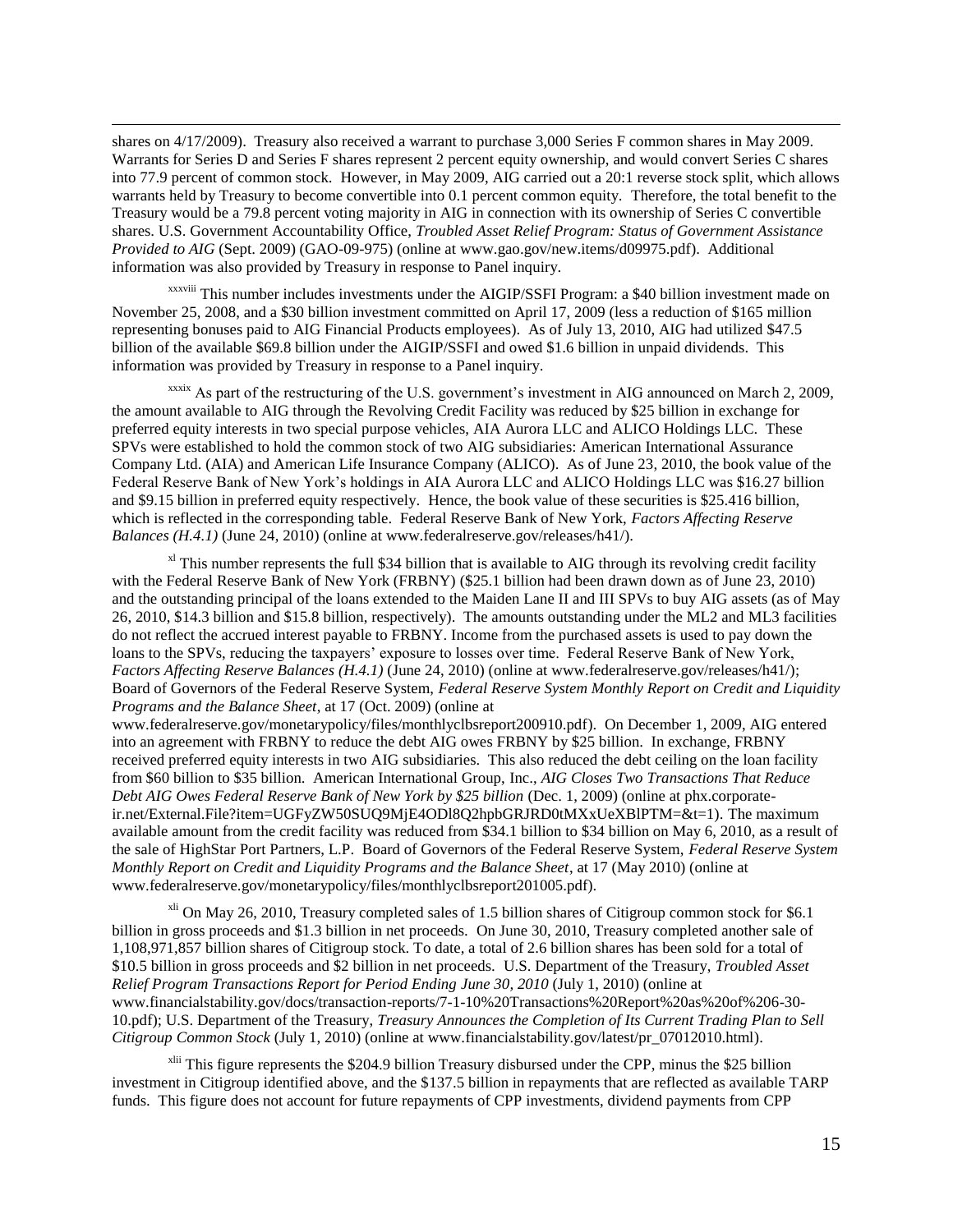shares on 4/17/2009). Treasury also received a warrant to purchase 3,000 Series F common shares in May 2009. Warrants for Series D and Series F shares represent 2 percent equity ownership, and would convert Series C shares into 77.9 percent of common stock. However, in May 2009, AIG carried out a 20:1 reverse stock split, which allows warrants held by Treasury to become convertible into 0.1 percent common equity. Therefore, the total benefit to the Treasury would be a 79.8 percent voting majority in AIG in connection with its ownership of Series C convertible shares. U.S. Government Accountability Office, *Troubled Asset Relief Program: Status of Government Assistance Provided to AIG* (Sept. 2009) (GAO-09-975) (online at www.gao.gov/new.items/d09975.pdf). Additional information was also provided by Treasury in response to Panel inquiry.

[xxxviii] This number includes investments under the AIGIP/SSFI Program: a $40 billion investment made on November 25, 2008, and a $30 billion investment committed on April 17, 2009 (less a reduction of $165 million representing bonuses paid to AIG Financial Products employees). As of July 13, 2010, AIG had utilized $47.5 billion of the available $69.8 billion under the AIGIP/SSFI and owed $1.6 billion in unpaid dividends. This information was provided by Treasury in response to a Panel inquiry.

[xxxix] As part of the restructuring of the U.S. government's investment in AIG announced on March 2, 2009, the amount available to AIG through the Revolving Credit Facility was reduced by $25 billion in exchange for preferred equity interests in two special purpose vehicles, AIA Aurora LLC and ALICO Holdings LLC. These SPVs were established to hold the common stock of two AIG subsidiaries: American International Assurance Company Ltd. (AIA) and American Life Insurance Company (ALICO). As of June 23, 2010, the book value of the Federal Reserve Bank of New York's holdings in AIA Aurora LLC and ALICO Holdings LLC was $16.27 billion and $9.15 billion in preferred equity respectively. Hence, the book value of these securities is $25.416 billion, which is reflected in the corresponding table. Federal Reserve Bank of New York, *Factors Affecting Reserve Balances (H.4.1)* (June 24, 2010) (online at www.federalreserve.gov/releases/h41/).

[xl] This number represents the full $34 billion that is available to AIG through its revolving credit facility with the Federal Reserve Bank of New York (FRBNY) ($25.1 billion had been drawn down as of June 23, 2010) and the outstanding principal of the loans extended to the Maiden Lane II and III SPVs to buy AIG assets (as of May 26, 2010, $14.3 billion and $15.8 billion, respectively). The amounts outstanding under the ML2 and ML3 facilities do not reflect the accrued interest payable to FRBNY. Income from the purchased assets is used to pay down the loans to the SPVs, reducing the taxpayers' exposure to losses over time. Federal Reserve Bank of New York, *Factors Affecting Reserve Balances (H.4.1)* (June 24, 2010) (online at www.federalreserve.gov/releases/h41/); Board of Governors of the Federal Reserve System, *Federal Reserve System Monthly Report on Credit and Liquidity Programs and the Balance Sheet*, at 17 (Oct. 2009) (online at www.federalreserve.gov/monetarypolicy/files/monthlyclbsreport200910.pdf). On December 1, 2009, AIG entered into an agreement with FRBNY to reduce the debt AIG owes FRBNY by $25 billion. In exchange, FRBNY received preferred equity interests in two AIG subsidiaries. This also reduced the debt ceiling on the loan facility from $60 billion to $35 billion. American International Group, Inc., *AIG Closes Two Transactions That Reduce Debt AIG Owes Federal Reserve Bank of New York by $25 billion* (Dec. 1, 2009) (online at phx.corporate-ir.net/External.File?item=UGFyZW50SUQ9MjE4ODl8Q2hpbGRJRD0tMXxUeXBlPTM=&t=1). The maximum available amount from the credit facility was reduced from $34.1 billion to $34 billion on May 6, 2010, as a result of the sale of HighStar Port Partners, L.P. Board of Governors of the Federal Reserve System, *Federal Reserve System Monthly Report on Credit and Liquidity Programs and the Balance Sheet*, at 17 (May 2010) (online at www.federalreserve.gov/monetarypolicy/files/monthlyclbsreport201005.pdf).

[xli] On May 26, 2010, Treasury completed sales of 1.5 billion shares of Citigroup common stock for $6.1 billion in gross proceeds and $1.3 billion in net proceeds. On June 30, 2010, Treasury completed another sale of 1,108,971,857 billion shares of Citigroup stock. To date, a total of 2.6 billion shares has been sold for a total of $10.5 billion in gross proceeds and $2 billion in net proceeds. U.S. Department of the Treasury, *Troubled Asset Relief Program Transactions Report for Period Ending June 30, 2010* (July 1, 2010) (online at www.financialstability.gov/docs/transaction-reports/7-1-10%20Transactions%20Report%20as%20of%206-30-10.pdf); U.S. Department of the Treasury, *Treasury Announces the Completion of Its Current Trading Plan to Sell Citigroup Common Stock* (July 1, 2010) (online at www.financialstability.gov/latest/pr_07012010.html).

[xlii] This figure represents the $204.9 billion Treasury disbursed under the CPP, minus the $25 billion investment in Citigroup identified above, and the $137.5 billion in repayments that are reflected as available TARP funds. This figure does not account for future repayments of CPP investments, dividend payments from CPP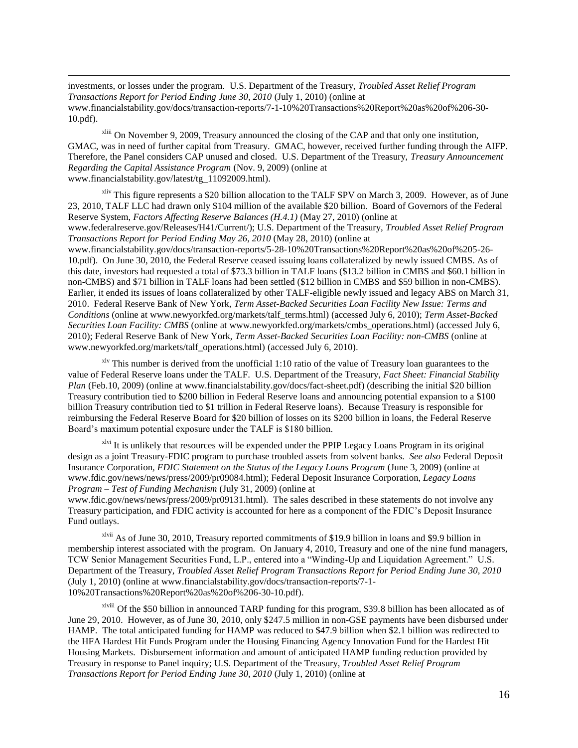investments, or losses under the program. U.S. Department of the Treasury, *Troubled Asset Relief Program Transactions Report for Period Ending June 30, 2010* (July 1, 2010) (online at www.financialstability.gov/docs/transaction-reports/7-1-10%20Transactions%20Report%20as%20of%206-30-10.pdf).

[xliii] On November 9, 2009, Treasury announced the closing of the CAP and that only one institution, GMAC, was in need of further capital from Treasury. GMAC, however, received further funding through the AIFP. Therefore, the Panel considers CAP unused and closed. U.S. Department of the Treasury, *Treasury Announcement Regarding the Capital Assistance Program* (Nov. 9, 2009) (online at www.financialstability.gov/latest/tg_11092009.html).

[xliv] This figure represents a $20 billion allocation to the TALF SPV on March 3, 2009. However, as of June 23, 2010, TALF LLC had drawn only $104 million of the available $20 billion. Board of Governors of the Federal Reserve System, *Factors Affecting Reserve Balances (H.4.1)* (May 27, 2010) (online at www.federalreserve.gov/Releases/H41/Current/); U.S. Department of the Treasury, *Troubled Asset Relief Program Transactions Report for Period Ending May 26, 2010* (May 28, 2010) (online at www.financialstability.gov/docs/transaction-reports/5-28-10%20Transactions%20Report%20as%20of%205-26-10.pdf). On June 30, 2010, the Federal Reserve ceased issuing loans collateralized by newly issued CMBS. As of this date, investors had requested a total of $73.3 billion in TALF loans ($13.2 billion in CMBS and $60.1 billion in non-CMBS) and $71 billion in TALF loans had been settled ($12 billion in CMBS and $59 billion in non-CMBS). Earlier, it ended its issues of loans collateralized by other TALF-eligible newly issued and legacy ABS on March 31, 2010. Federal Reserve Bank of New York, *Term Asset-Backed Securities Loan Facility New Issue: Terms and Conditions* (online at www.newyorkfed.org/markets/talf_terms.html) (accessed July 6, 2010); *Term Asset-Backed Securities Loan Facility: CMBS* (online at www.newyorkfed.org/markets/cmbs_operations.html) (accessed July 6, 2010); Federal Reserve Bank of New York, *Term Asset-Backed Securities Loan Facility: non-CMBS* (online at www.newyorkfed.org/markets/talf_operations.html) (accessed July 6, 2010).

[xlv] This number is derived from the unofficial 1:10 ratio of the value of Treasury loan guarantees to the value of Federal Reserve loans under the TALF. U.S. Department of the Treasury, *Fact Sheet: Financial Stability Plan* (Feb.10, 2009) (online at www.financialstability.gov/docs/fact-sheet.pdf) (describing the initial $20 billion Treasury contribution tied to $200 billion in Federal Reserve loans and announcing potential expansion to a $100 billion Treasury contribution tied to $1 trillion in Federal Reserve loans). Because Treasury is responsible for reimbursing the Federal Reserve Board for $20 billion of losses on its $200 billion in loans, the Federal Reserve Board's maximum potential exposure under the TALF is $180 billion.

[xlvi] It is unlikely that resources will be expended under the PPIP Legacy Loans Program in its original design as a joint Treasury-FDIC program to purchase troubled assets from solvent banks. *See also* Federal Deposit Insurance Corporation, *FDIC Statement on the Status of the Legacy Loans Program* (June 3, 2009) (online at www.fdic.gov/news/news/press/2009/pr09084.html); Federal Deposit Insurance Corporation, *Legacy Loans Program – Test of Funding Mechanism* (July 31, 2009) (online at www.fdic.gov/news/news/press/2009/pr09131.html). The sales described in these statements do not involve any Treasury participation, and FDIC activity is accounted for here as a component of the FDIC's Deposit Insurance Fund outlays.

[xlvii] As of June 30, 2010, Treasury reported commitments of $19.9 billion in loans and $9.9 billion in membership interest associated with the program. On January 4, 2010, Treasury and one of the nine fund managers, TCW Senior Management Securities Fund, L.P., entered into a "Winding-Up and Liquidation Agreement." U.S. Department of the Treasury, *Troubled Asset Relief Program Transactions Report for Period Ending June 30, 2010* (July 1, 2010) (online at www.financialstability.gov/docs/transaction-reports/7-1-10%20Transactions%20Report%20as%20of%206-30-10.pdf).

[xlviii] Of the $50 billion in announced TARP funding for this program, $39.8 billion has been allocated as of June 29, 2010. However, as of June 30, 2010, only $247.5 million in non-GSE payments have been disbursed under HAMP. The total anticipated funding for HAMP was reduced to $47.9 billion when $2.1 billion was redirected to the HFA Hardest Hit Funds Program under the Housing Financing Agency Innovation Fund for the Hardest Hit Housing Markets. Disbursement information and amount of anticipated HAMP funding reduction provided by Treasury in response to Panel inquiry; U.S. Department of the Treasury, *Troubled Asset Relief Program Transactions Report for Period Ending June 30, 2010* (July 1, 2010) (online at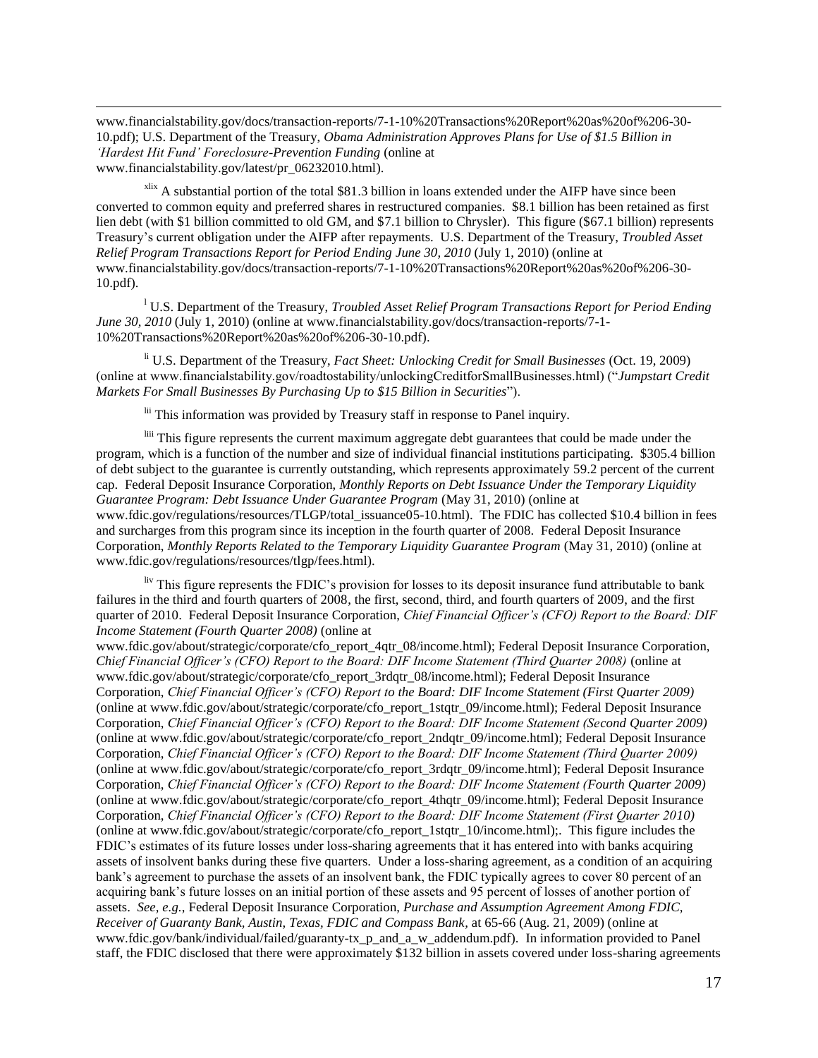www.financialstability.gov/docs/transaction-reports/7-1-10%20Transactions%20Report%20as%20of%206-30-10.pdf); U.S. Department of the Treasury, *Obama Administration Approves Plans for Use of $1.5 Billion in 'Hardest Hit Fund' Foreclosure-Prevention Funding* (online at www.financialstability.gov/latest/pr_06232010.html).

[xlix] A substantial portion of the total $81.3 billion in loans extended under the AIFP have since been converted to common equity and preferred shares in restructured companies. $8.1 billion has been retained as first lien debt (with $1 billion committed to old GM, and $7.1 billion to Chrysler). This figure ($67.1 billion) represents Treasury's current obligation under the AIFP after repayments. U.S. Department of the Treasury, *Troubled Asset Relief Program Transactions Report for Period Ending June 30, 2010* (July 1, 2010) (online at www.financialstability.gov/docs/transaction-reports/7-1-10%20Transactions%20Report%20as%20of%206-30-10.pdf).

[l] U.S. Department of the Treasury, *Troubled Asset Relief Program Transactions Report for Period Ending June 30, 2010* (July 1, 2010) (online at www.financialstability.gov/docs/transaction-reports/7-1-10%20Transactions%20Report%20as%20of%206-30-10.pdf).

[li] U.S. Department of the Treasury, *Fact Sheet: Unlocking Credit for Small Businesses* (Oct. 19, 2009) (online at www.financialstability.gov/roadtostability/unlockingCreditforSmallBusinesses.html) ("*Jumpstart Credit Markets For Small Businesses By Purchasing Up to $15 Billion in Securities*").

[lii] This information was provided by Treasury staff in response to Panel inquiry.

[liii] This figure represents the current maximum aggregate debt guarantees that could be made under the program, which is a function of the number and size of individual financial institutions participating. $305.4 billion of debt subject to the guarantee is currently outstanding, which represents approximately 59.2 percent of the current cap. Federal Deposit Insurance Corporation, *Monthly Reports on Debt Issuance Under the Temporary Liquidity Guarantee Program: Debt Issuance Under Guarantee Program* (May 31, 2010) (online at www.fdic.gov/regulations/resources/TLGP/total_issuance05-10.html). The FDIC has collected $10.4 billion in fees and surcharges from this program since its inception in the fourth quarter of 2008. Federal Deposit Insurance Corporation, *Monthly Reports Related to the Temporary Liquidity Guarantee Program* (May 31, 2010) (online at www.fdic.gov/regulations/resources/tlgp/fees.html).

[liv] This figure represents the FDIC's provision for losses to its deposit insurance fund attributable to bank failures in the third and fourth quarters of 2008, the first, second, third, and fourth quarters of 2009, and the first quarter of 2010. Federal Deposit Insurance Corporation, *Chief Financial Officer's (CFO) Report to the Board: DIF Income Statement (Fourth Quarter 2008)* (online at www.fdic.gov/about/strategic/corporate/cfo_report_4qtr_08/income.html); Federal Deposit Insurance Corporation, *Chief Financial Officer's (CFO) Report to the Board: DIF Income Statement (Third Quarter 2008)* (online at www.fdic.gov/about/strategic/corporate/cfo_report_3rdqtr_08/income.html); Federal Deposit Insurance Corporation, *Chief Financial Officer's (CFO) Report to the Board: DIF Income Statement (First Quarter 2009)* (online at www.fdic.gov/about/strategic/corporate/cfo_report_1stqtr_09/income.html); Federal Deposit Insurance Corporation, *Chief Financial Officer's (CFO) Report to the Board: DIF Income Statement (Second Quarter 2009)* (online at www.fdic.gov/about/strategic/corporate/cfo_report_2ndqtr_09/income.html); Federal Deposit Insurance Corporation, *Chief Financial Officer's (CFO) Report to the Board: DIF Income Statement (Third Quarter 2009)* (online at www.fdic.gov/about/strategic/corporate/cfo_report_3rdqtr_09/income.html); Federal Deposit Insurance Corporation, *Chief Financial Officer's (CFO) Report to the Board: DIF Income Statement (Fourth Quarter 2009)* (online at www.fdic.gov/about/strategic/corporate/cfo_report_4thqtr_09/income.html); Federal Deposit Insurance Corporation, *Chief Financial Officer's (CFO) Report to the Board: DIF Income Statement (First Quarter 2010)* (online at www.fdic.gov/about/strategic/corporate/cfo_report_1stqtr_10/income.html);. This figure includes the FDIC's estimates of its future losses under loss-sharing agreements that it has entered into with banks acquiring assets of insolvent banks during these five quarters. Under a loss-sharing agreement, as a condition of an acquiring bank's agreement to purchase the assets of an insolvent bank, the FDIC typically agrees to cover 80 percent of an acquiring bank's future losses on an initial portion of these assets and 95 percent of losses of another portion of assets. *See, e.g.*, Federal Deposit Insurance Corporation, *Purchase and Assumption Agreement Among FDIC, Receiver of Guaranty Bank, Austin, Texas, FDIC and Compass Bank*, at 65-66 (Aug. 21, 2009) (online at www.fdic.gov/bank/individual/failed/guaranty-tx_p_and_a_w_addendum.pdf). In information provided to Panel staff, the FDIC disclosed that there were approximately $132 billion in assets covered under loss-sharing agreements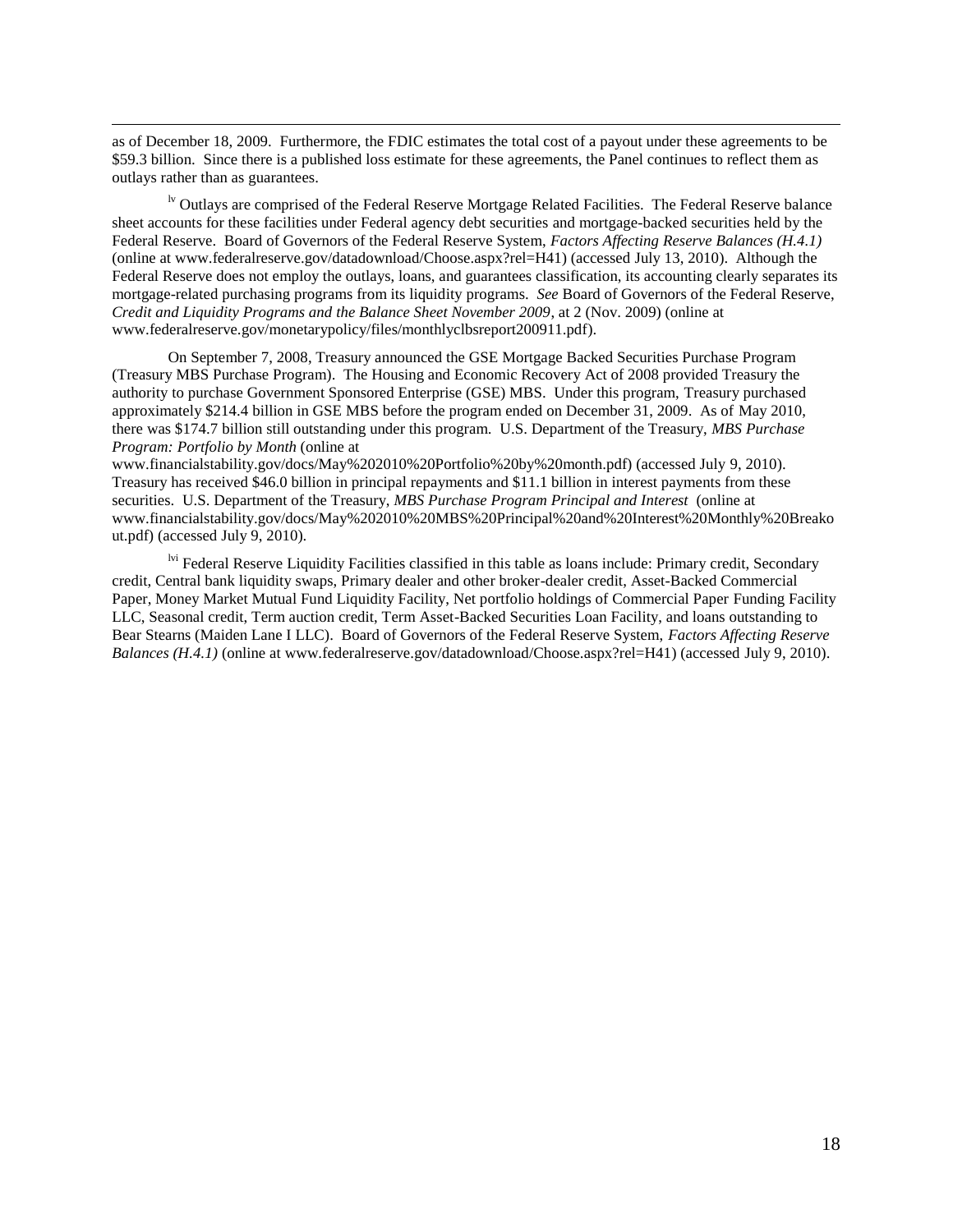as of December 18, 2009. Furthermore, the FDIC estimates the total cost of a payout under these agreements to be $59.3 billion. Since there is a published loss estimate for these agreements, the Panel continues to reflect them as outlays rather than as guarantees.

[lv] Outlays are comprised of the Federal Reserve Mortgage Related Facilities. The Federal Reserve balance sheet accounts for these facilities under Federal agency debt securities and mortgage-backed securities held by the Federal Reserve. Board of Governors of the Federal Reserve System, *Factors Affecting Reserve Balances (H.4.1)* (online at www.federalreserve.gov/datadownload/Choose.aspx?rel=H41) (accessed July 13, 2010). Although the Federal Reserve does not employ the outlays, loans, and guarantees classification, its accounting clearly separates its mortgage-related purchasing programs from its liquidity programs. *See* Board of Governors of the Federal Reserve, *Credit and Liquidity Programs and the Balance Sheet November 2009*, at 2 (Nov. 2009) (online at www.federalreserve.gov/monetarypolicy/files/monthlyclbsreport200911.pdf).

On September 7, 2008, Treasury announced the GSE Mortgage Backed Securities Purchase Program (Treasury MBS Purchase Program). The Housing and Economic Recovery Act of 2008 provided Treasury the authority to purchase Government Sponsored Enterprise (GSE) MBS. Under this program, Treasury purchased approximately $214.4 billion in GSE MBS before the program ended on December 31, 2009. As of May 2010, there was $174.7 billion still outstanding under this program. U.S. Department of the Treasury, *MBS Purchase Program: Portfolio by Month* (online at www.financialstability.gov/docs/May%202010%20Portfolio%20by%20month.pdf) (accessed July 9, 2010). Treasury has received $46.0 billion in principal repayments and $11.1 billion in interest payments from these securities. U.S. Department of the Treasury, *MBS Purchase Program Principal and Interest* (online at www.financialstability.gov/docs/May%202010%20MBS%20Principal%20and%20Interest%20Monthly%20Breakout.pdf) (accessed July 9, 2010).

[lvi] Federal Reserve Liquidity Facilities classified in this table as loans include: Primary credit, Secondary credit, Central bank liquidity swaps, Primary dealer and other broker-dealer credit, Asset-Backed Commercial Paper, Money Market Mutual Fund Liquidity Facility, Net portfolio holdings of Commercial Paper Funding Facility LLC, Seasonal credit, Term auction credit, Term Asset-Backed Securities Loan Facility, and loans outstanding to Bear Stearns (Maiden Lane I LLC). Board of Governors of the Federal Reserve System, *Factors Affecting Reserve Balances (H.4.1)* (online at www.federalreserve.gov/datadownload/Choose.aspx?rel=H41) (accessed July 9, 2010).